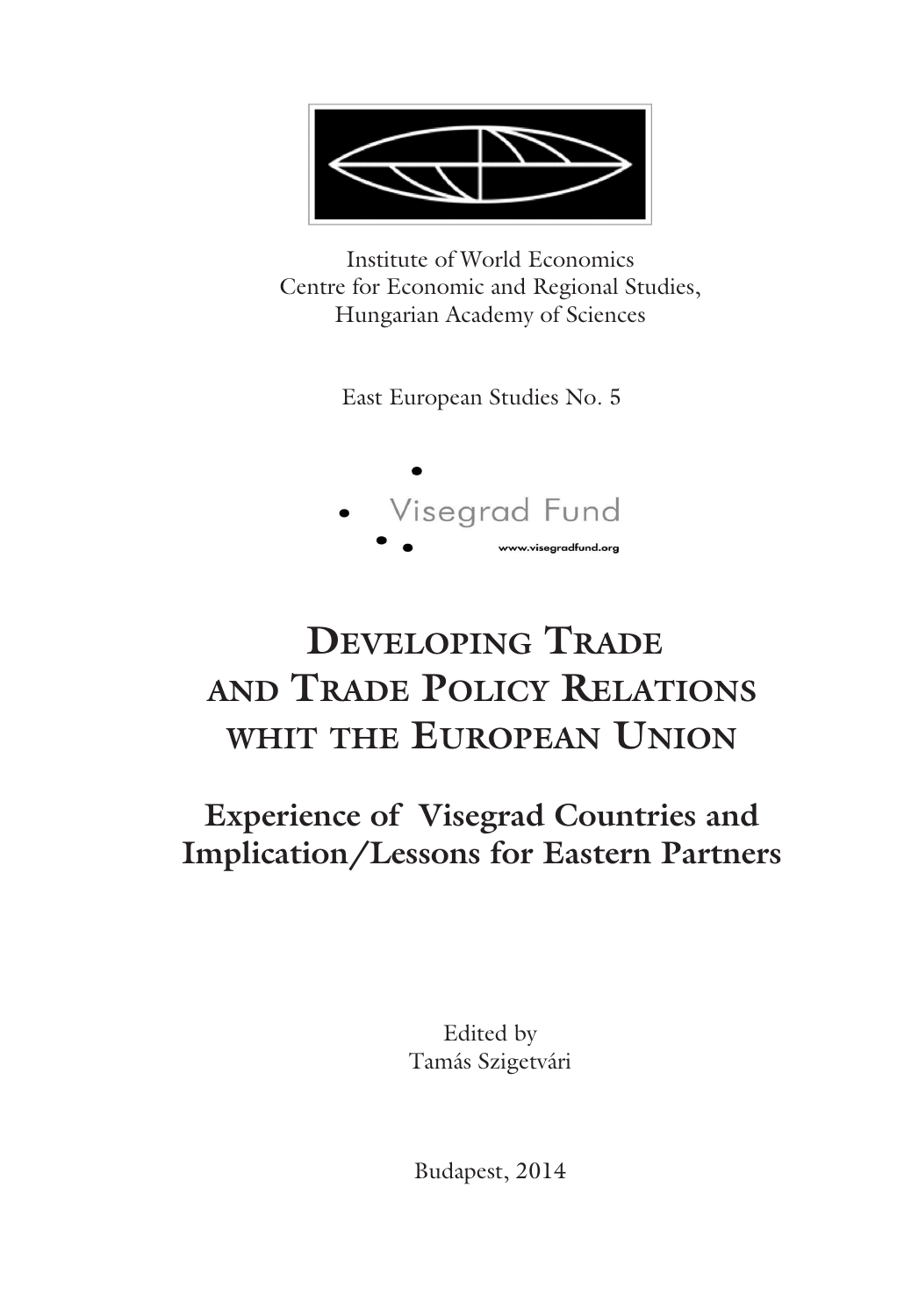Institute of World Economics
Centre for Economic and Regional Studies,
Hungarian Academy of Sciences

East European Studies No. 5

Visegrad Fund

www.visegradfund.org

# Developing Trade and Trade Policy Relations whit the European Union

## Experience of Visegrad Countries and Implication/Lessons for Eastern Partners

Edited by
Tamás Szigetvári

Budapest, 2014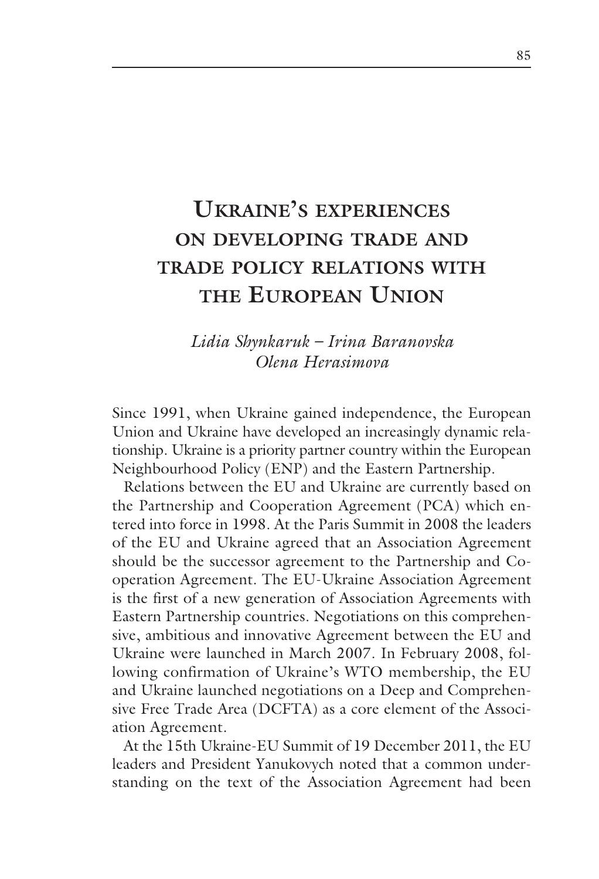# Ukraine's experiences on developing trade and trade policy relations with the European Union

*Lidia Shynkaruk – Irina Baranovska*
*Olena Herasimova*

Since 1991, when Ukraine gained independence, the European Union and Ukraine have developed an increasingly dynamic relationship. Ukraine is a priority partner country within the European Neighbourhood Policy (ENP) and the Eastern Partnership.

Relations between the EU and Ukraine are currently based on the Partnership and Cooperation Agreement (PCA) which entered into force in 1998. At the Paris Summit in 2008 the leaders of the EU and Ukraine agreed that an Association Agreement should be the successor agreement to the Partnership and Cooperation Agreement. The EU-Ukraine Association Agreement is the first of a new generation of Association Agreements with Eastern Partnership countries. Negotiations on this comprehensive, ambitious and innovative Agreement between the EU and Ukraine were launched in March 2007. In February 2008, following confirmation of Ukraine's WTO membership, the EU and Ukraine launched negotiations on a Deep and Comprehensive Free Trade Area (DCFTA) as a core element of the Association Agreement.

At the 15th Ukraine-EU Summit of 19 December 2011, the EU leaders and President Yanukovych noted that a common understanding on the text of the Association Agreement had been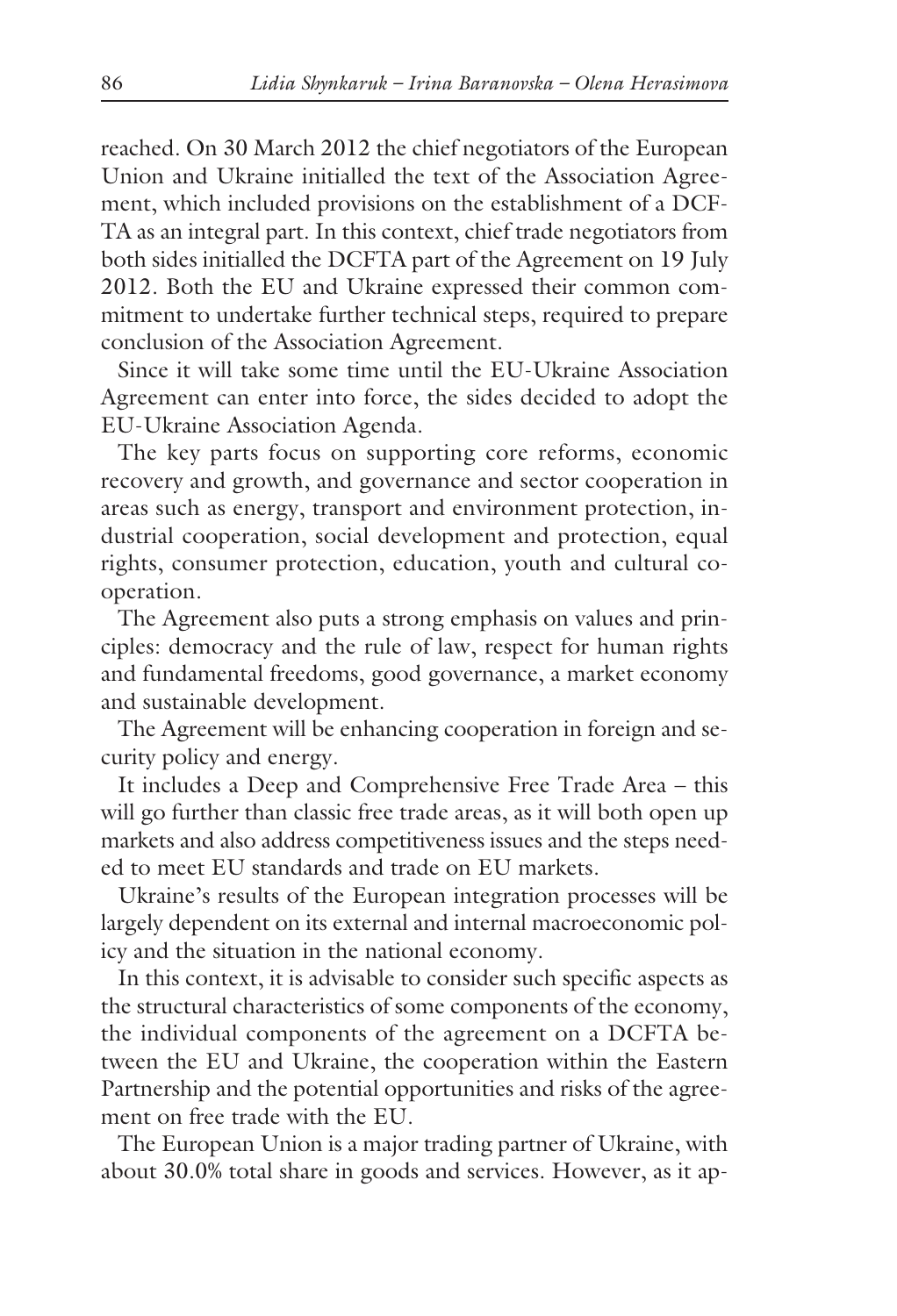reached. On 30 March 2012 the chief negotiators of the European Union and Ukraine initialled the text of the Association Agreement, which included provisions on the establishment of a DCFTA as an integral part. In this context, chief trade negotiators from both sides initialled the DCFTA part of the Agreement on 19 July 2012. Both the EU and Ukraine expressed their common commitment to undertake further technical steps, required to prepare conclusion of the Association Agreement.

Since it will take some time until the EU-Ukraine Association Agreement can enter into force, the sides decided to adopt the EU-Ukraine Association Agenda.

The key parts focus on supporting core reforms, economic recovery and growth, and governance and sector cooperation in areas such as energy, transport and environment protection, industrial cooperation, social development and protection, equal rights, consumer protection, education, youth and cultural cooperation.

The Agreement also puts a strong emphasis on values and principles: democracy and the rule of law, respect for human rights and fundamental freedoms, good governance, a market economy and sustainable development.

The Agreement will be enhancing cooperation in foreign and security policy and energy.

It includes a Deep and Comprehensive Free Trade Area – this will go further than classic free trade areas, as it will both open up markets and also address competitiveness issues and the steps needed to meet EU standards and trade on EU markets.

Ukraine's results of the European integration processes will be largely dependent on its external and internal macroeconomic policy and the situation in the national economy.

In this context, it is advisable to consider such specific aspects as the structural characteristics of some components of the economy, the individual components of the agreement on a DCFTA between the EU and Ukraine, the cooperation within the Eastern Partnership and the potential opportunities and risks of the agreement on free trade with the EU.

The European Union is a major trading partner of Ukraine, with about 30.0% total share in goods and services. However, as it ap-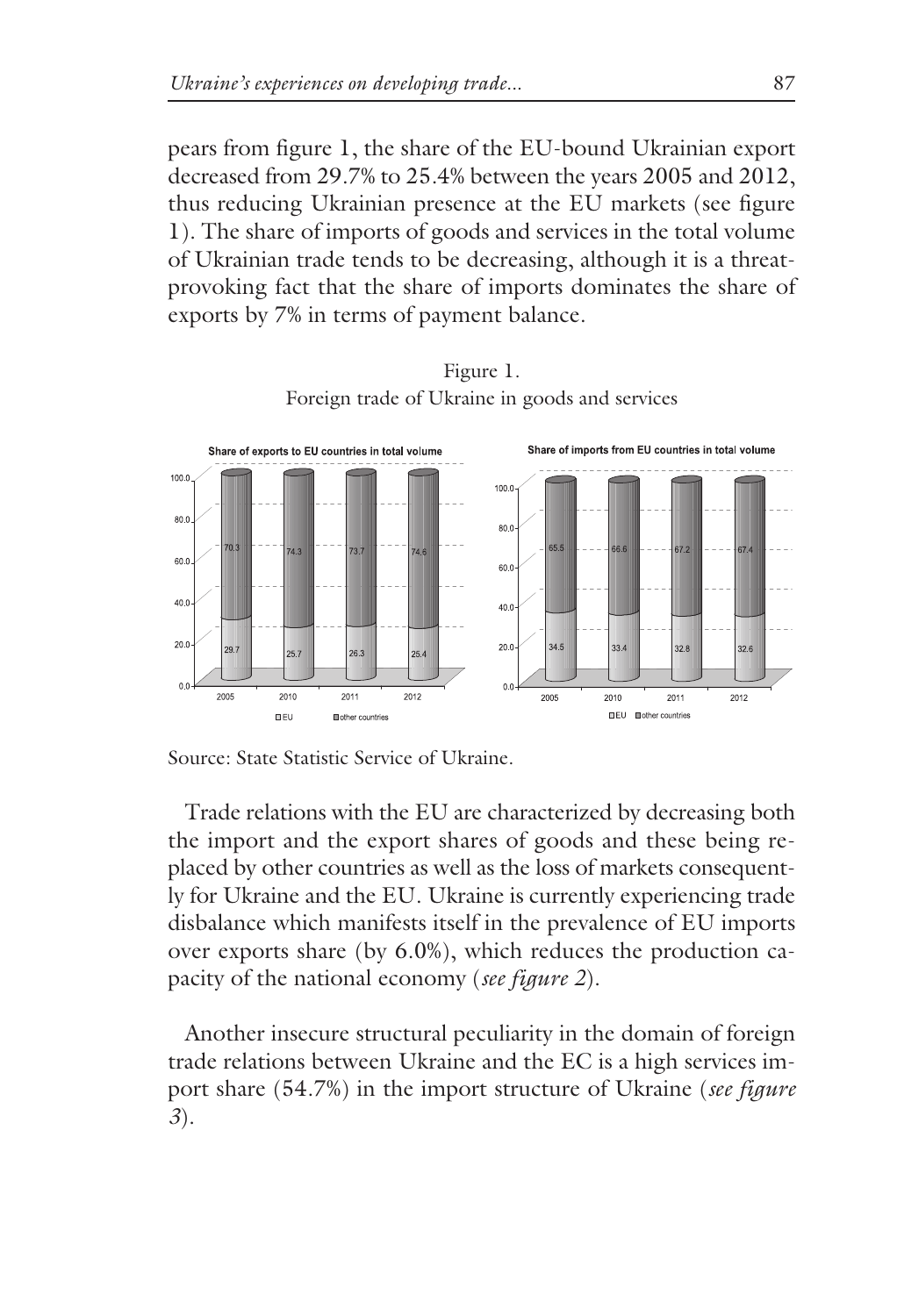pears from figure 1, the share of the EU-bound Ukrainian export decreased from 29.7% to 25.4% between the years 2005 and 2012, thus reducing Ukrainian presence at the EU markets (see figure 1). The share of imports of goods and services in the total volume of Ukrainian trade tends to be decreasing, although it is a threat-provoking fact that the share of imports dominates the share of exports by 7% in terms of payment balance.

Figure 1.
Foreign trade of Ukraine in goods and services

**Share of exports to EU countries in total volume**

| | 2005 | 2010 | 2011 | 2012 |
|---|---|---|---|---|
| EU | 29.7 | 25.7 | 26.3 | 25.4 |
| other countries | 70.3 | 74.3 | 73.7 | 74.6 |

**Share of imports from EU countries in total volume**

| | 2005 | 2010 | 2011 | 2012 |
|---|---|---|---|---|
| EU | 34.5 | 33.4 | 32.8 | 32.6 |
| other countries | 65.5 | 66.6 | 67.2 | 67.4 |

Source: State Statistic Service of Ukraine.

Trade relations with the EU are characterized by decreasing both the import and the export shares of goods and these being replaced by other countries as well as the loss of markets consequently for Ukraine and the EU. Ukraine is currently experiencing trade disbalance which manifests itself in the prevalence of EU imports over exports share (by 6.0%), which reduces the production capacity of the national economy (*see figure 2*).

Another insecure structural peculiarity in the domain of foreign trade relations between Ukraine and the EC is a high services import share (54.7%) in the import structure of Ukraine (*see figure 3*).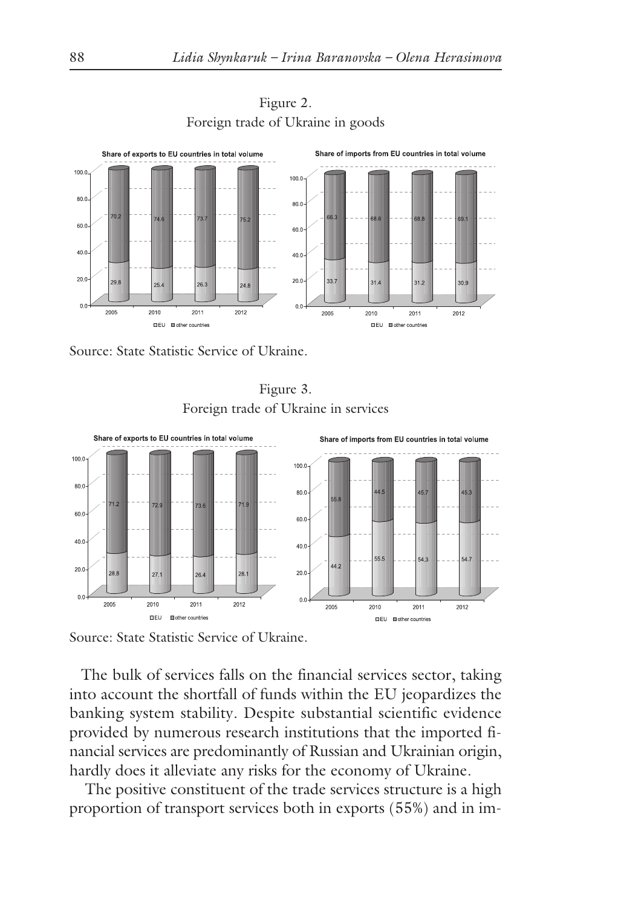Figure 2.
Foreign trade of Ukraine in goods

**Share of exports to EU countries in total volume**

| | 2005 | 2010 | 2011 | 2012 |
|---|---|---|---|---|
| EU | 29.8 | 25.4 | 26.3 | 24.8 |
| other countries | 70.2 | 74.6 | 73.7 | 75.2 |

**Share of imports from EU countries in total volume**

| | 2005 | 2010 | 2011 | 2012 |
|---|---|---|---|---|
| EU | 33.7 | 31.4 | 31.2 | 30.9 |
| other countries | 66.3 | 68.6 | 68.8 | 69.1 |

Source: State Statistic Service of Ukraine.

Figure 3.
Foreign trade of Ukraine in services

**Share of exports to EU countries in total volume**

| | 2005 | 2010 | 2011 | 2012 |
|---|---|---|---|---|
| EU | 28.8 | 27.1 | 26.4 | 28.1 |
| other countries | 71.2 | 72.9 | 73.6 | 71.9 |

**Share of imports from EU countries in total volume**

| | 2005 | 2010 | 2011 | 2012 |
|---|---|---|---|---|
| EU | 44.2 | 55.5 | 54.3 | 54.7 |
| other countries | 55.8 | 44.5 | 45.7 | 45.3 |

Source: State Statistic Service of Ukraine.

The bulk of services falls on the financial services sector, taking into account the shortfall of funds within the EU jeopardizes the banking system stability. Despite substantial scientific evidence provided by numerous research institutions that the imported financial services are predominantly of Russian and Ukrainian origin, hardly does it alleviate any risks for the economy of Ukraine.

The positive constituent of the trade services structure is a high proportion of transport services both in exports (55%) and in im-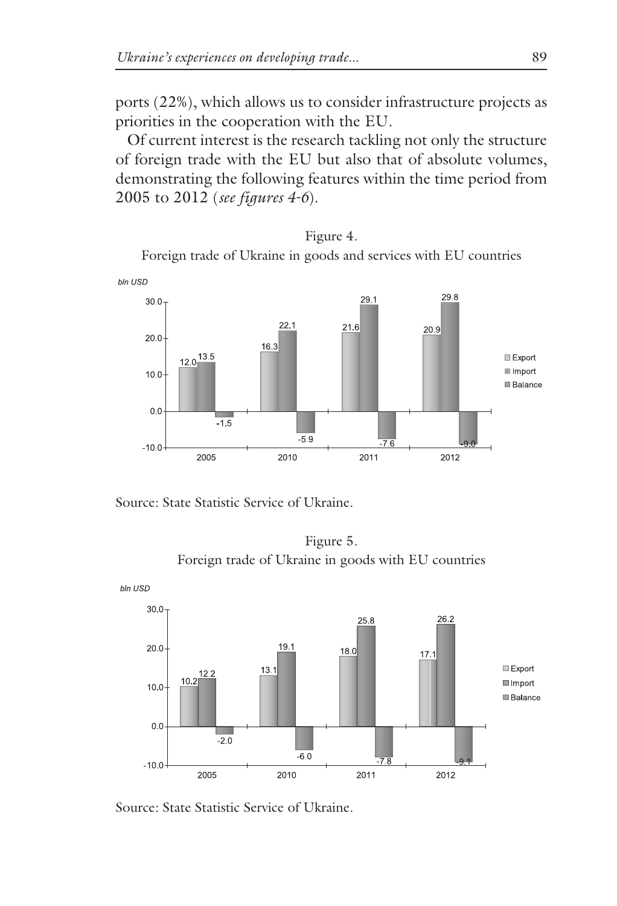ports (22%), which allows us to consider infrastructure projects as priorities in the cooperation with the EU.

Of current interest is the research tackling not only the structure of foreign trade with the EU but also that of absolute volumes, demonstrating the following features within the time period from 2005 to 2012 (*see figures 4-6*).

Figure 4.
Foreign trade of Ukraine in goods and services with EU countries

*bln USD*

| | 2005 | 2010 | 2011 | 2012 |
|---|---|---|---|---|
| Export | 12.0 | 16.3 | 21.6 | 20.9 |
| Import | 13.5 | 22.1 | 29.1 | 29.8 |
| Balance | -1.5 | -5.9 | -7.6 | -9.0 |

Source: State Statistic Service of Ukraine.

Figure 5.
Foreign trade of Ukraine in goods with EU countries

*bln USD*

| | 2005 | 2010 | 2011 | 2012 |
|---|---|---|---|---|
| Export | 10.2 | 13.1 | 18.0 | 17.1 |
| Import | 12.2 | 19.1 | 25.8 | 26.2 |
| Balance | -2.0 | -6.0 | -7.8 | -9.1 |

Source: State Statistic Service of Ukraine.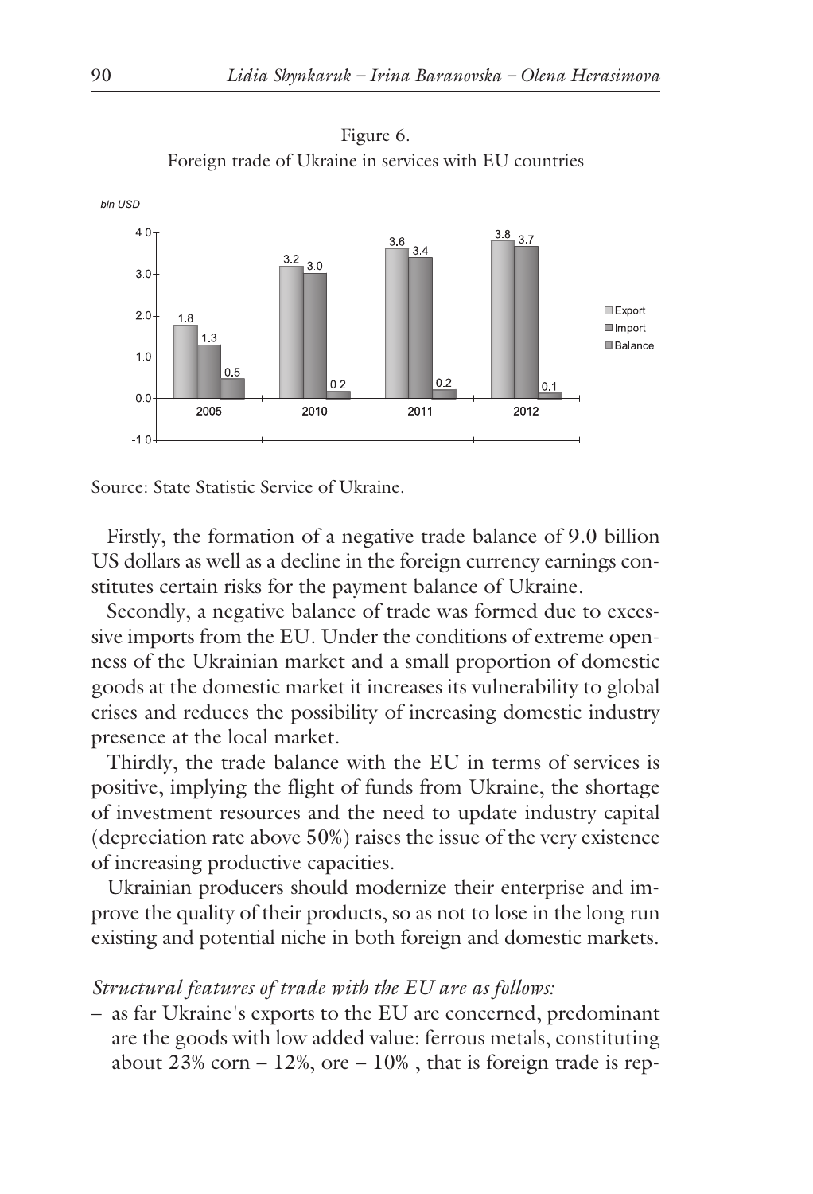Figure 6.
Foreign trade of Ukraine in services with EU countries

| bln USD | 2005 | 2010 | 2011 | 2012 |
|---|---|---|---|---|
| Export | 1.8 | 3.2 | 3.6 | 3.8 |
| Import | 1.3 | 3.0 | 3.4 | 3.7 |
| Balance | 0.5 | 0.2 | 0.2 | 0.1 |

Source: State Statistic Service of Ukraine.

Firstly, the formation of a negative trade balance of 9.0 billion US dollars as well as a decline in the foreign currency earnings constitutes certain risks for the payment balance of Ukraine.

Secondly, a negative balance of trade was formed due to excessive imports from the EU. Under the conditions of extreme openness of the Ukrainian market and a small proportion of domestic goods at the domestic market it increases its vulnerability to global crises and reduces the possibility of increasing domestic industry presence at the local market.

Thirdly, the trade balance with the EU in terms of services is positive, implying the flight of funds from Ukraine, the shortage of investment resources and the need to update industry capital (depreciation rate above 50%) raises the issue of the very existence of increasing productive capacities.

Ukrainian producers should modernize their enterprise and improve the quality of their products, so as not to lose in the long run existing and potential niche in both foreign and domestic markets.

*Structural features of trade with the EU are as follows:*

– as far Ukraine's exports to the EU are concerned, predominant are the goods with low added value: ferrous metals, constituting about 23% corn – 12%, ore – 10% , that is foreign trade is rep-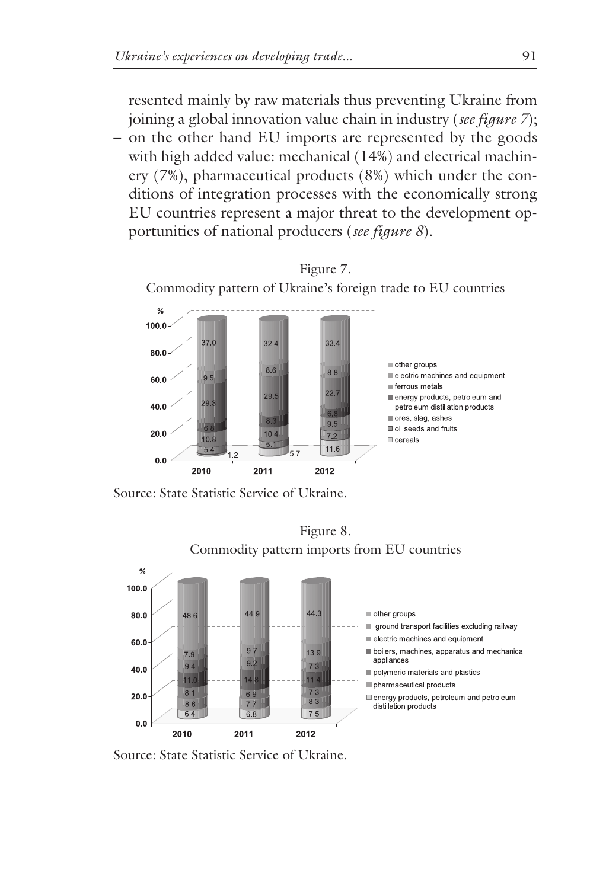resented mainly by raw materials thus preventing Ukraine from joining a global innovation value chain in industry (*see figure 7*);

– on the other hand EU imports are represented by the goods with high added value: mechanical (14%) and electrical machinery (7%), pharmaceutical products (8%) which under the conditions of integration processes with the economically strong EU countries represent a major threat to the development opportunities of national producers (*see figure 8*).

Figure 7.
Commodity pattern of Ukraine's foreign trade to EU countries

| % | 2010 | 2011 | 2012 |
|---|---|---|---|
| other groups | 37.0 | 32.4 | 33.4 |
| electric machines and equipment | 9.5 | 8.6 | 8.8 |
| ferrous metals | 29.3 | 29.5 | 22.7 |
| energy products, petroleum and petroleum distillation products | 6.8 | 8.3 | 6.8 |
| ores, slag, ashes | 10.8 | 10.4 | 9.5 |
| oil seeds and fruits | 5.4 | 5.1 | 7.2 |
| cereals | 1.2 | 5.7 | 11.6 |

Source: State Statistic Service of Ukraine.

Figure 8.
Commodity pattern imports from EU countries

| % | 2010 | 2011 | 2012 |
|---|---|---|---|
| other groups | 48.6 | 44.9 | 44.3 |
| ground transport facilities excluding railway | 7.9 | 9.7 | 13.9 |
| electric machines and equipment | 9.4 | 9.2 | 7.3 |
| boilers, machines, apparatus and mechanical appliances | 11.0 | 14.8 | 11.4 |
| polymeric materials and plastics | 8.1 | 6.9 | 7.3 |
| pharmaceutical products | 8.6 | 7.7 | 8.3 |
| energy products, petroleum and petroleum distillation products | 6.4 | 6.8 | 7.5 |

Source: State Statistic Service of Ukraine.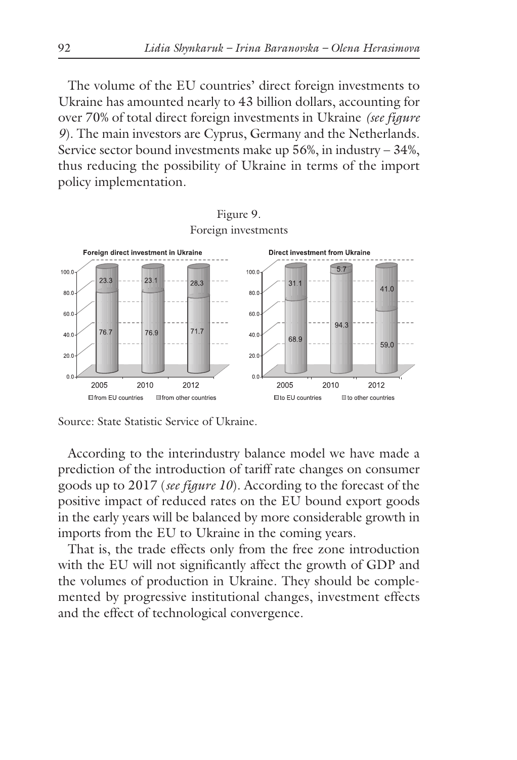The volume of the EU countries' direct foreign investments to Ukraine has amounted nearly to 43 billion dollars, accounting for over 70% of total direct foreign investments in Ukraine *(see figure 9)*. The main investors are Cyprus, Germany and the Netherlands. Service sector bound investments make up 56%, in industry – 34%, thus reducing the possibility of Ukraine in terms of the import policy implementation.

Figure 9.
Foreign investments

**Foreign direct investment in Ukraine**

| Year | from EU countries | from other countries |
|---|---|---|
| 2005 | 76.7 | 23.3 |
| 2010 | 76.9 | 23.1 |
| 2012 | 71.7 | 28.3 |

**Direct investment from Ukraine**

| Year | to EU countries | to other countries |
|---|---|---|
| 2005 | 68.9 | 31.1 |
| 2010 | 94.3 | 5.7 |
| 2012 | 59.0 | 41.0 |

Source: State Statistic Service of Ukraine.

According to the interindustry balance model we have made a prediction of the introduction of tariff rate changes on consumer goods up to 2017 (*see figure 10*). According to the forecast of the positive impact of reduced rates on the EU bound export goods in the early years will be balanced by more considerable growth in imports from the EU to Ukraine in the coming years.

That is, the trade effects only from the free zone introduction with the EU will not significantly affect the growth of GDP and the volumes of production in Ukraine. They should be complemented by progressive institutional changes, investment effects and the effect of technological convergence.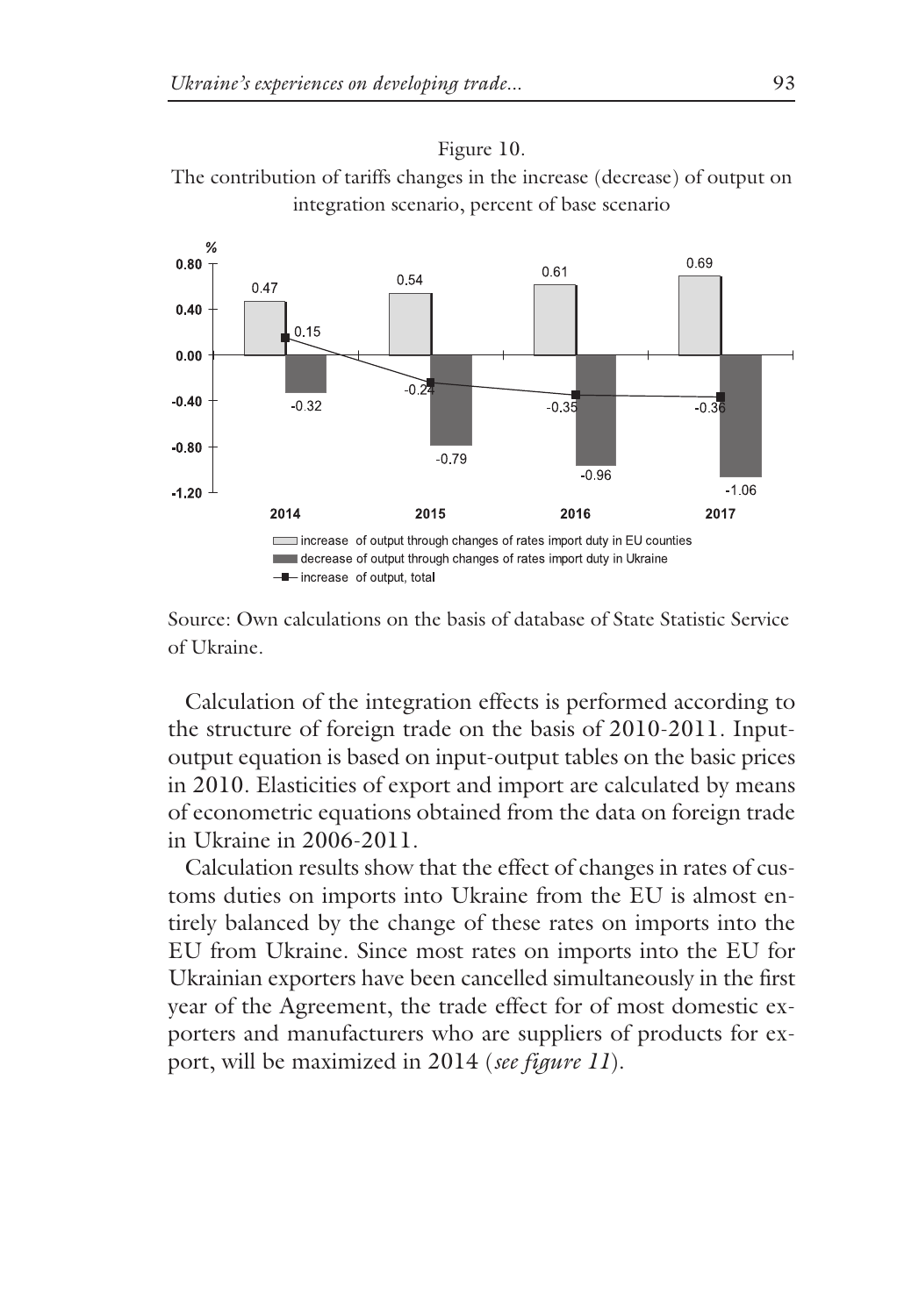Figure 10.
The contribution of tariffs changes in the increase (decrease) of output on integration scenario, percent of base scenario

| Year | increase of output through changes of rates import duty in EU counties | decrease of output through changes of rates import duty in Ukraine | increase of output, total |
|---|---|---|---|
| 2014 | 0.47 | -0.32 | 0.15 |
| 2015 | 0.54 | -0.79 | -0.24 |
| 2016 | 0.61 | -0.96 | -0.35 |
| 2017 | 0.69 | -1.06 | -0.36 |

Source: Own calculations on the basis of database of State Statistic Service of Ukraine.

Calculation of the integration effects is performed according to the structure of foreign trade on the basis of 2010-2011. Input-output equation is based on input-output tables on the basic prices in 2010. Elasticities of export and import are calculated by means of econometric equations obtained from the data on foreign trade in Ukraine in 2006-2011.

Calculation results show that the effect of changes in rates of customs duties on imports into Ukraine from the EU is almost entirely balanced by the change of these rates on imports into the EU from Ukraine. Since most rates on imports into the EU for Ukrainian exporters have been cancelled simultaneously in the first year of the Agreement, the trade effect for of most domestic exporters and manufacturers who are suppliers of products for export, will be maximized in 2014 (*see figure 11*).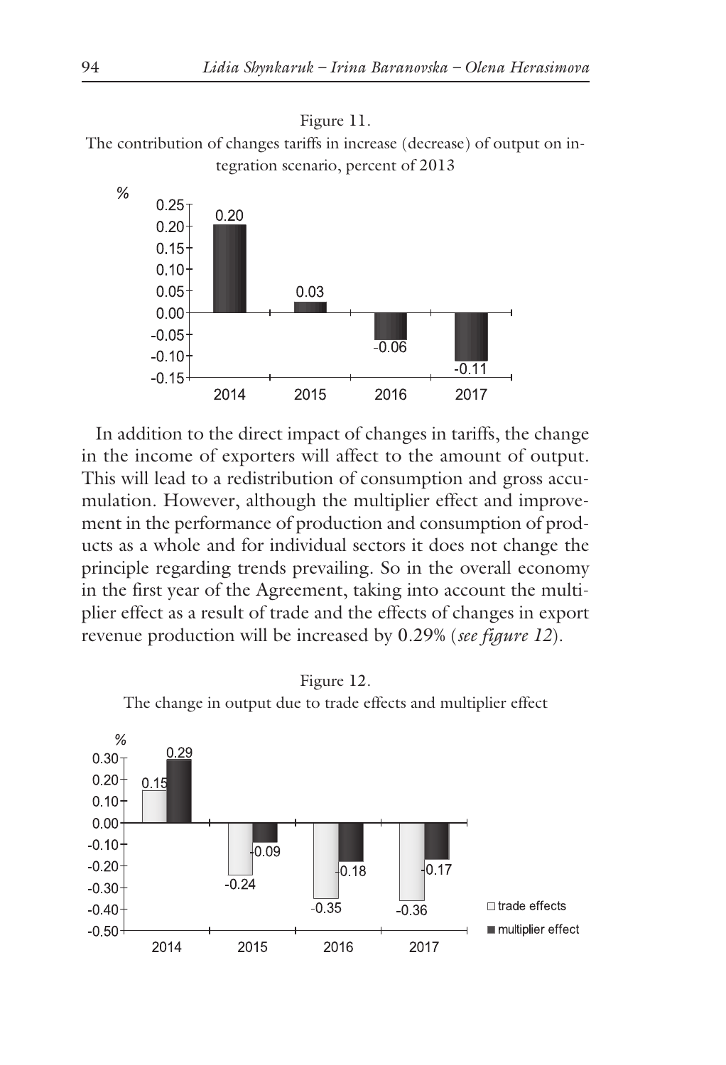Figure 11.

The contribution of changes tariffs in increase (decrease) of output on integration scenario, percent of 2013

| Year | % |
|---|---|
| 2014 | 0.20 |
| 2015 | 0.03 |
| 2016 | -0.06 |
| 2017 | -0.11 |

In addition to the direct impact of changes in tariffs, the change in the income of exporters will affect to the amount of output. This will lead to a redistribution of consumption and gross accumulation. However, although the multiplier effect and improvement in the performance of production and consumption of products as a whole and for individual sectors it does not change the principle regarding trends prevailing. So in the overall economy in the first year of the Agreement, taking into account the multiplier effect as a result of trade and the effects of changes in export revenue production will be increased by 0.29% (*see figure 12*).

Figure 12.

The change in output due to trade effects and multiplier effect

| Year | trade effects (%) | multiplier effect (%) |
|---|---|---|
| 2014 | 0.15 | 0.29 |
| 2015 | -0.24 | -0.09 |
| 2016 | -0.35 | -0.18 |
| 2017 | -0.36 | -0.17 |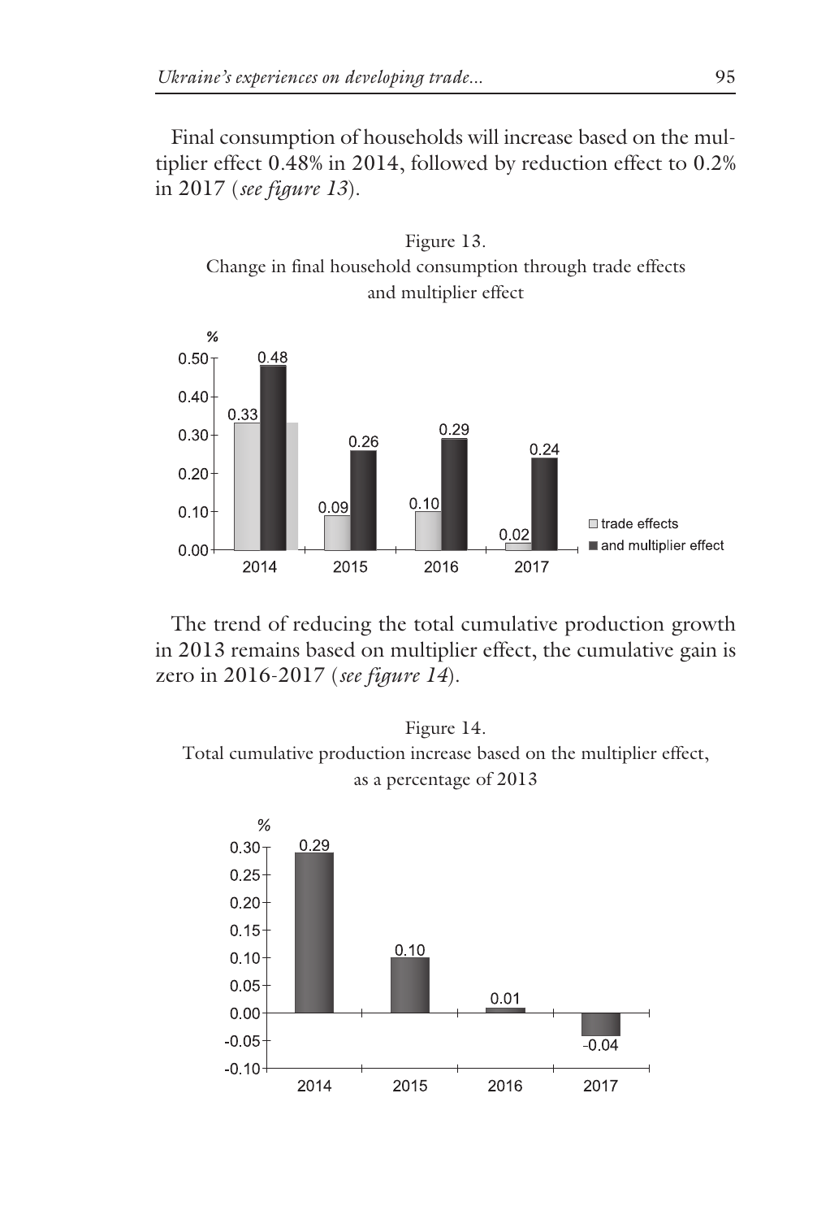Final consumption of households will increase based on the multiplier effect 0.48% in 2014, followed by reduction effect to 0.2% in 2017 (*see figure 13*).

Figure 13.
Change in final household consumption through trade effects and multiplier effect

The trend of reducing the total cumulative production growth in 2013 remains based on multiplier effect, the cumulative gain is zero in 2016-2017 (*see figure 14*).

Figure 14.
Total cumulative production increase based on the multiplier effect, as a percentage of 2013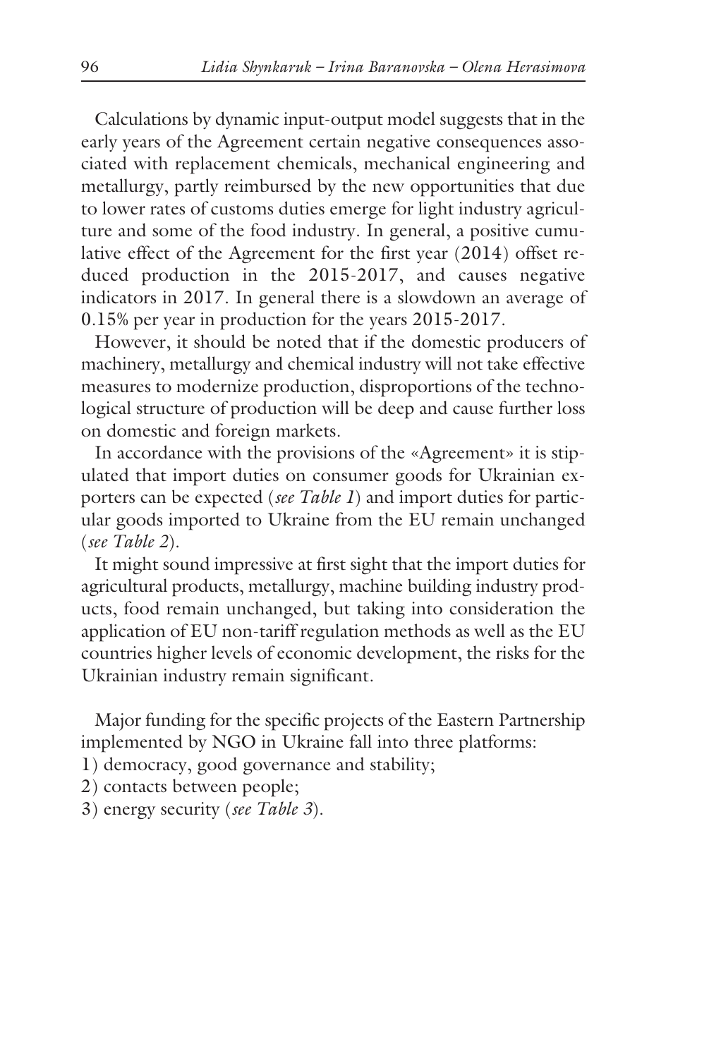Calculations by dynamic input-output model suggests that in the early years of the Agreement certain negative consequences associated with replacement chemicals, mechanical engineering and metallurgy, partly reimbursed by the new opportunities that due to lower rates of customs duties emerge for light industry agriculture and some of the food industry. In general, a positive cumulative effect of the Agreement for the first year (2014) offset reduced production in the 2015-2017, and causes negative indicators in 2017. In general there is a slowdown an average of 0.15% per year in production for the years 2015-2017.

However, it should be noted that if the domestic producers of machinery, metallurgy and chemical industry will not take effective measures to modernize production, disproportions of the technological structure of production will be deep and cause further loss on domestic and foreign markets.

In accordance with the provisions of the «Agreement» it is stipulated that import duties on consumer goods for Ukrainian exporters can be expected (*see Table 1*) and import duties for particular goods imported to Ukraine from the EU remain unchanged (*see Table 2*).

It might sound impressive at first sight that the import duties for agricultural products, metallurgy, machine building industry products, food remain unchanged, but taking into consideration the application of EU non-tariff regulation methods as well as the EU countries higher levels of economic development, the risks for the Ukrainian industry remain significant.

Major funding for the specific projects of the Eastern Partnership implemented by NGO in Ukraine fall into three platforms:

1) democracy, good governance and stability;
2) contacts between people;
3) energy security (*see Table 3*).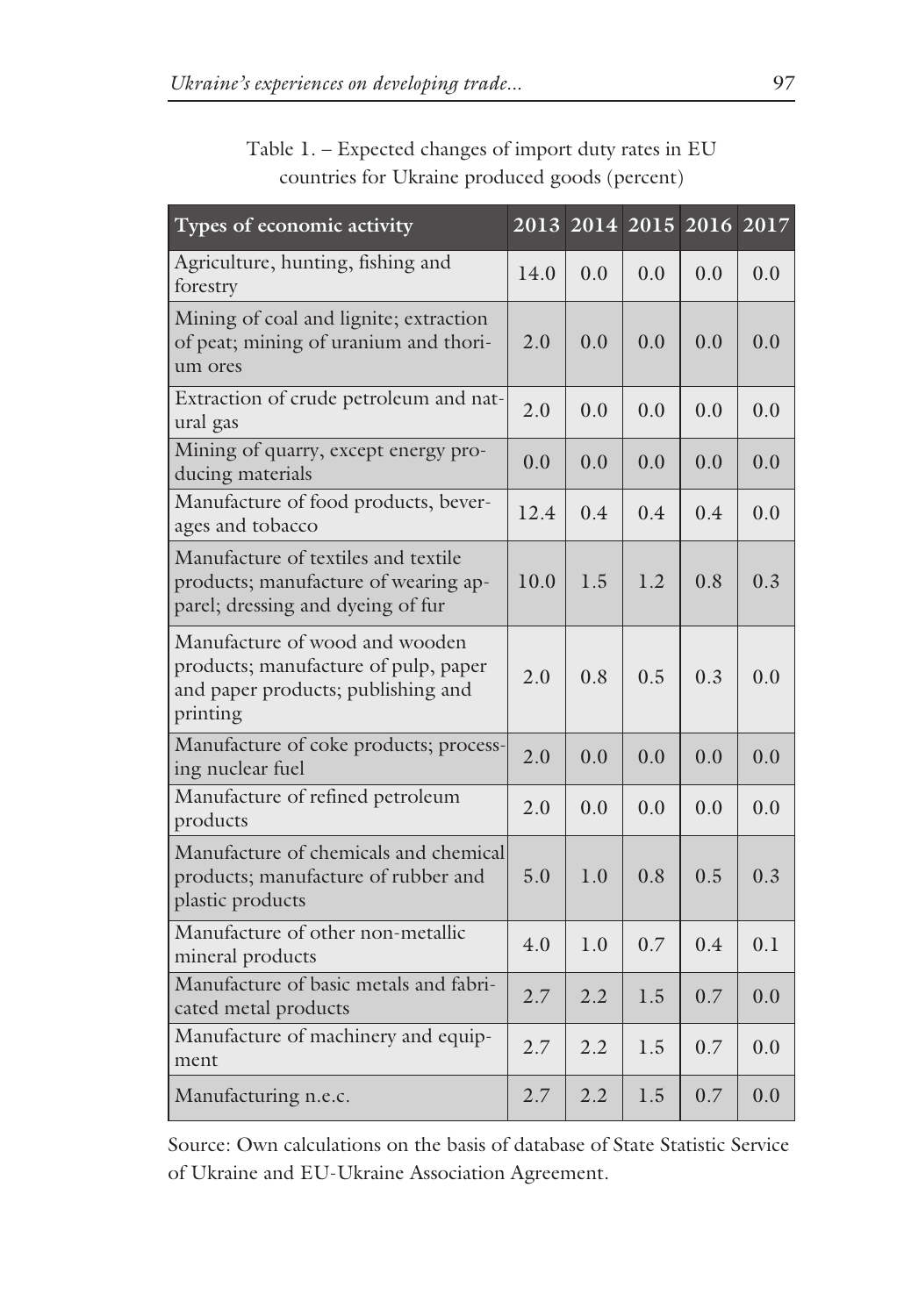Table 1. – Expected changes of import duty rates in EU countries for Ukraine produced goods (percent)

| Types of economic activity | 2013 | 2014 | 2015 | 2016 | 2017 |
|---|---|---|---|---|---|
| Agriculture, hunting, fishing and forestry | 14.0 | 0.0 | 0.0 | 0.0 | 0.0 |
| Mining of coal and lignite; extraction of peat; mining of uranium and thorium ores | 2.0 | 0.0 | 0.0 | 0.0 | 0.0 |
| Extraction of crude petroleum and natural gas | 2.0 | 0.0 | 0.0 | 0.0 | 0.0 |
| Mining of quarry, except energy producing materials | 0.0 | 0.0 | 0.0 | 0.0 | 0.0 |
| Manufacture of food products, beverages and tobacco | 12.4 | 0.4 | 0.4 | 0.4 | 0.0 |
| Manufacture of textiles and textile products; manufacture of wearing apparel; dressing and dyeing of fur | 10.0 | 1.5 | 1.2 | 0.8 | 0.3 |
| Manufacture of wood and wooden products; manufacture of pulp, paper and paper products; publishing and printing | 2.0 | 0.8 | 0.5 | 0.3 | 0.0 |
| Manufacture of coke products; processing nuclear fuel | 2.0 | 0.0 | 0.0 | 0.0 | 0.0 |
| Manufacture of refined petroleum products | 2.0 | 0.0 | 0.0 | 0.0 | 0.0 |
| Manufacture of chemicals and chemical products; manufacture of rubber and plastic products | 5.0 | 1.0 | 0.8 | 0.5 | 0.3 |
| Manufacture of other non-metallic mineral products | 4.0 | 1.0 | 0.7 | 0.4 | 0.1 |
| Manufacture of basic metals and fabricated metal products | 2.7 | 2.2 | 1.5 | 0.7 | 0.0 |
| Manufacture of machinery and equipment | 2.7 | 2.2 | 1.5 | 0.7 | 0.0 |
| Manufacturing n.e.c. | 2.7 | 2.2 | 1.5 | 0.7 | 0.0 |

Source: Own calculations on the basis of database of State Statistic Service of Ukraine and EU-Ukraine Association Agreement.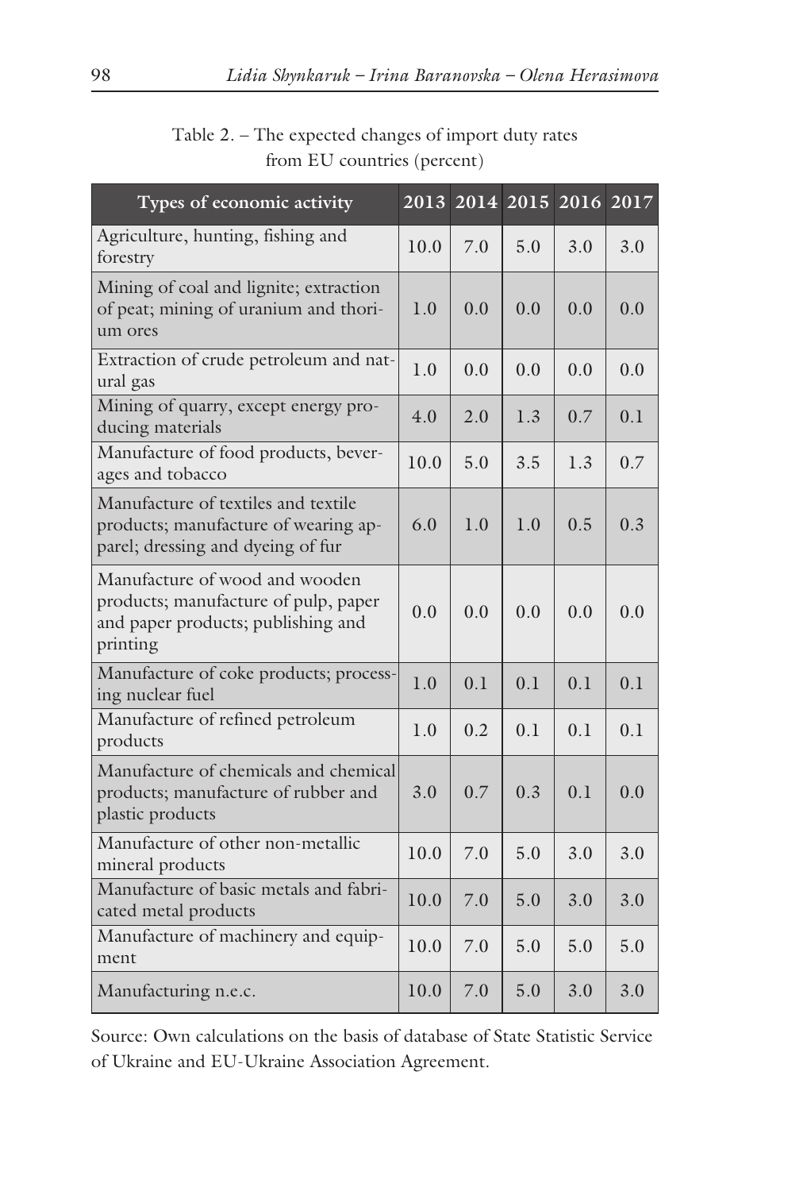Table 2. – The expected changes of import duty rates from EU countries (percent)

| Types of economic activity | 2013 | 2014 | 2015 | 2016 | 2017 |
|---|---|---|---|---|---|
| Agriculture, hunting, fishing and forestry | 10.0 | 7.0 | 5.0 | 3.0 | 3.0 |
| Mining of coal and lignite; extraction of peat; mining of uranium and thorium ores | 1.0 | 0.0 | 0.0 | 0.0 | 0.0 |
| Extraction of crude petroleum and natural gas | 1.0 | 0.0 | 0.0 | 0.0 | 0.0 |
| Mining of quarry, except energy producing materials | 4.0 | 2.0 | 1.3 | 0.7 | 0.1 |
| Manufacture of food products, beverages and tobacco | 10.0 | 5.0 | 3.5 | 1.3 | 0.7 |
| Manufacture of textiles and textile products; manufacture of wearing apparel; dressing and dyeing of fur | 6.0 | 1.0 | 1.0 | 0.5 | 0.3 |
| Manufacture of wood and wooden products; manufacture of pulp, paper and paper products; publishing and printing | 0.0 | 0.0 | 0.0 | 0.0 | 0.0 |
| Manufacture of coke products; processing nuclear fuel | 1.0 | 0.1 | 0.1 | 0.1 | 0.1 |
| Manufacture of refined petroleum products | 1.0 | 0.2 | 0.1 | 0.1 | 0.1 |
| Manufacture of chemicals and chemical products; manufacture of rubber and plastic products | 3.0 | 0.7 | 0.3 | 0.1 | 0.0 |
| Manufacture of other non-metallic mineral products | 10.0 | 7.0 | 5.0 | 3.0 | 3.0 |
| Manufacture of basic metals and fabricated metal products | 10.0 | 7.0 | 5.0 | 3.0 | 3.0 |
| Manufacture of machinery and equipment | 10.0 | 7.0 | 5.0 | 5.0 | 5.0 |
| Manufacturing n.e.c. | 10.0 | 7.0 | 5.0 | 3.0 | 3.0 |

Source: Own calculations on the basis of database of State Statistic Service of Ukraine and EU-Ukraine Association Agreement.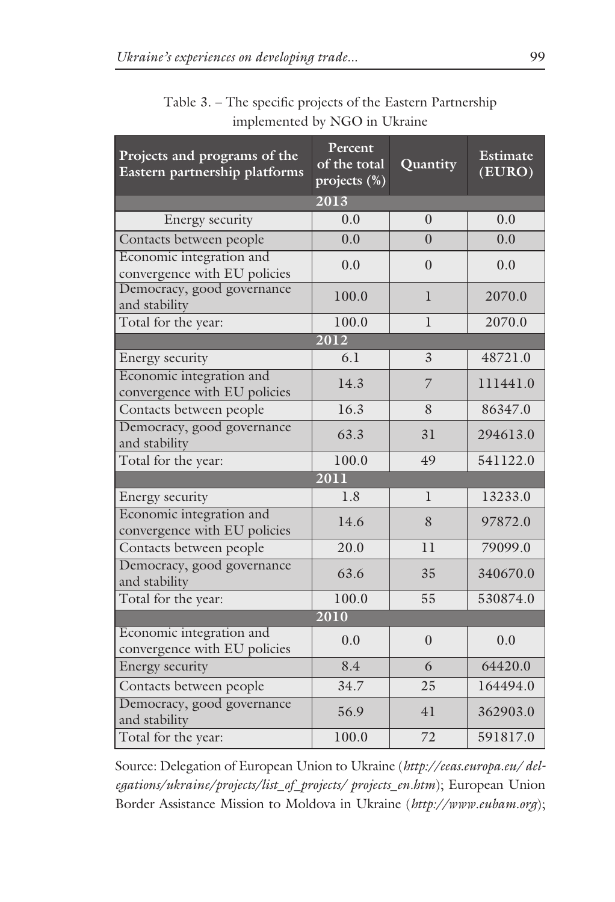Table 3. – The specific projects of the Eastern Partnership implemented by NGO in Ukraine

| Projects and programs of the Eastern partnership platforms | Percent of the total projects (%) | Quantity | Estimate (EURO) |
|---|---|---|---|
| **2013** | | | |
| Energy security | 0.0 | 0 | 0.0 |
| Contacts between people | 0.0 | 0 | 0.0 |
| Economic integration and convergence with EU policies | 0.0 | 0 | 0.0 |
| Democracy, good governance and stability | 100.0 | 1 | 2070.0 |
| Total for the year: | 100.0 | 1 | 2070.0 |
| **2012** | | | |
| Energy security | 6.1 | 3 | 48721.0 |
| Economic integration and convergence with EU policies | 14.3 | 7 | 111441.0 |
| Contacts between people | 16.3 | 8 | 86347.0 |
| Democracy, good governance and stability | 63.3 | 31 | 294613.0 |
| Total for the year: | 100.0 | 49 | 541122.0 |
| **2011** | | | |
| Energy security | 1.8 | 1 | 13233.0 |
| Economic integration and convergence with EU policies | 14.6 | 8 | 97872.0 |
| Contacts between people | 20.0 | 11 | 79099.0 |
| Democracy, good governance and stability | 63.6 | 35 | 340670.0 |
| Total for the year: | 100.0 | 55 | 530874.0 |
| **2010** | | | |
| Economic integration and convergence with EU policies | 0.0 | 0 | 0.0 |
| Energy security | 8.4 | 6 | 64420.0 |
| Contacts between people | 34.7 | 25 | 164494.0 |
| Democracy, good governance and stability | 56.9 | 41 | 362903.0 |
| Total for the year: | 100.0 | 72 | 591817.0 |

Source: Delegation of European Union to Ukraine (*http://eeas.europa.eu/ delegations/ukraine/projects/list_of_projects/ projects_en.htm*); European Union Border Assistance Mission to Moldova in Ukraine (*http://www.eubam.org*);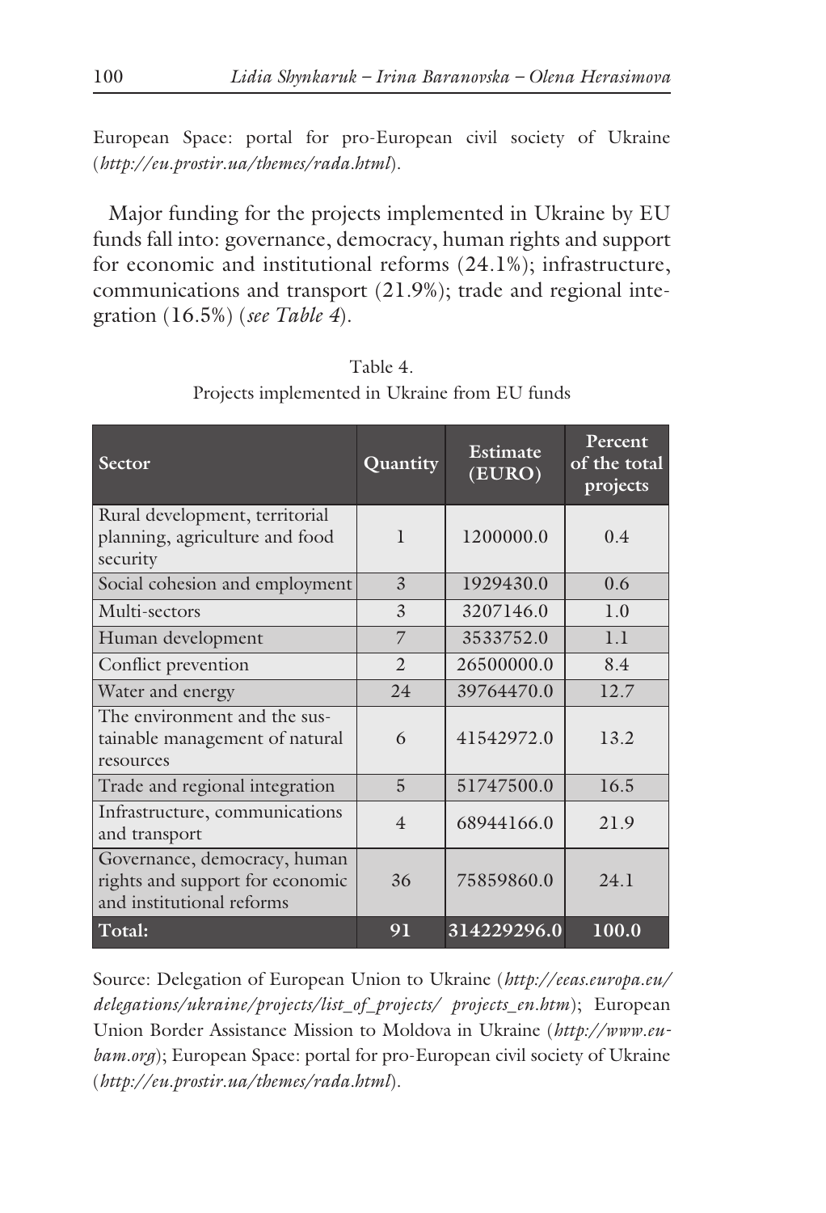European Space: portal for pro-European civil society of Ukraine (*http://eu.prostir.ua/themes/rada.html*).

Major funding for the projects implemented in Ukraine by EU funds fall into: governance, democracy, human rights and support for economic and institutional reforms (24.1%); infrastructure, communications and transport (21.9%); trade and regional integration (16.5%) (*see Table 4*).

Table 4.
Projects implemented in Ukraine from EU funds

| Sector | Quantity | Estimate (EURO) | Percent of the total projects |
|---|---|---|---|
| Rural development, territorial planning, agriculture and food security | 1 | 1200000.0 | 0.4 |
| Social cohesion and employment | 3 | 1929430.0 | 0.6 |
| Multi-sectors | 3 | 3207146.0 | 1.0 |
| Human development | 7 | 3533752.0 | 1.1 |
| Conflict prevention | 2 | 26500000.0 | 8.4 |
| Water and energy | 24 | 39764470.0 | 12.7 |
| The environment and the sustainable management of natural resources | 6 | 41542972.0 | 13.2 |
| Trade and regional integration | 5 | 51747500.0 | 16.5 |
| Infrastructure, communications and transport | 4 | 68944166.0 | 21.9 |
| Governance, democracy, human rights and support for economic and institutional reforms | 36 | 75859860.0 | 24.1 |
| **Total:** | **91** | **314229296.0** | **100.0** |

Source: Delegation of European Union to Ukraine (*http://eeas.europa.eu/delegations/ukraine/projects/list_of_projects/ projects_en.htm*); European Union Border Assistance Mission to Moldova in Ukraine (*http://www.eubam.org*); European Space: portal for pro-European civil society of Ukraine (*http://eu.prostir.ua/themes/rada.html*).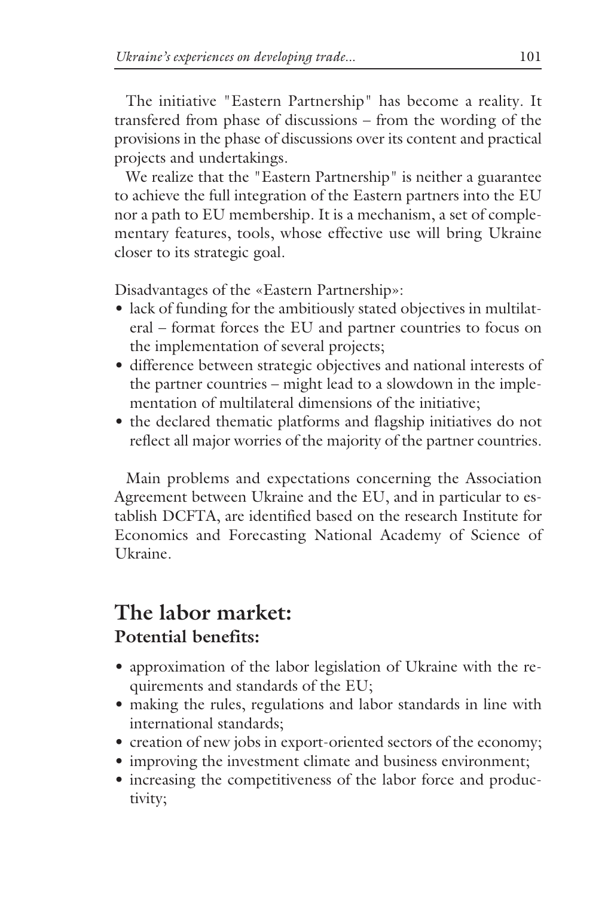The initiative "Eastern Partnership" has become a reality. It transfered from phase of discussions – from the wording of the provisions in the phase of discussions over its content and practical projects and undertakings.

We realize that the "Eastern Partnership" is neither a guarantee to achieve the full integration of the Eastern partners into the EU nor a path to EU membership. It is a mechanism, a set of complementary features, tools, whose effective use will bring Ukraine closer to its strategic goal.

Disadvantages of the «Eastern Partnership»:

- lack of funding for the ambitiously stated objectives in multilateral – format forces the EU and partner countries to focus on the implementation of several projects;
- difference between strategic objectives and national interests of the partner countries – might lead to a slowdown in the implementation of multilateral dimensions of the initiative;
- the declared thematic platforms and flagship initiatives do not reflect all major worries of the majority of the partner countries.

Main problems and expectations concerning the Association Agreement between Ukraine and the EU, and in particular to establish DCFTA, are identified based on the research Institute for Economics and Forecasting National Academy of Science of Ukraine.

## The labor market:

### Potential benefits:

- approximation of the labor legislation of Ukraine with the requirements and standards of the EU;
- making the rules, regulations and labor standards in line with international standards;
- creation of new jobs in export-oriented sectors of the economy;
- improving the investment climate and business environment;
- increasing the competitiveness of the labor force and productivity;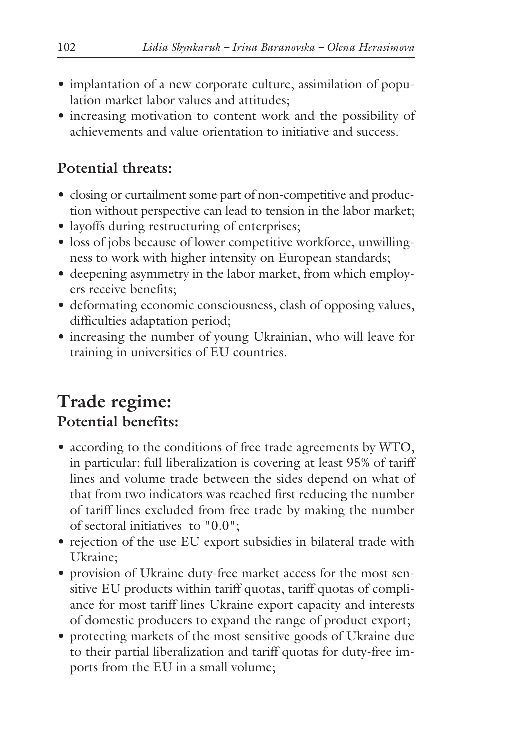- implantation of a new corporate culture, assimilation of population market labor values and attitudes;
- increasing motivation to content work and the possibility of achievements and value orientation to initiative and success.

### Potential threats:

- closing or curtailment some part of non-competitive and production without perspective can lead to tension in the labor market;
- layoffs during restructuring of enterprises;
- loss of jobs because of lower competitive workforce, unwillingness to work with higher intensity on European standards;
- deepening asymmetry in the labor market, from which employers receive benefits;
- deformating economic consciousness, clash of opposing values, difficulties adaptation period;
- increasing the number of young Ukrainian, who will leave for training in universities of EU countries.

## Trade regime:

### Potential benefits:

- according to the conditions of free trade agreements by WTO, in particular: full liberalization is covering at least 95% of tariff lines and volume trade between the sides depend on what of that from two indicators was reached first reducing the number of tariff lines excluded from free trade by making the number of sectoral initiatives to "0.0";
- rejection of the use EU export subsidies in bilateral trade with Ukraine;
- provision of Ukraine duty-free market access for the most sensitive EU products within tariff quotas, tariff quotas of compliance for most tariff lines Ukraine export capacity and interests of domestic producers to expand the range of product export;
- protecting markets of the most sensitive goods of Ukraine due to their partial liberalization and tariff quotas for duty-free imports from the EU in a small volume;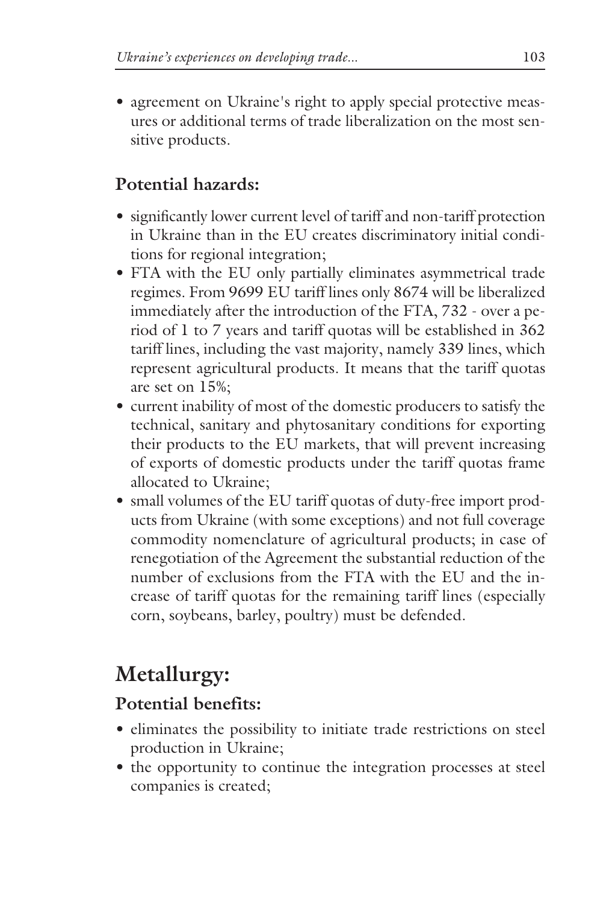- agreement on Ukraine's right to apply special protective measures or additional terms of trade liberalization on the most sensitive products.

### Potential hazards:

- significantly lower current level of tariff and non-tariff protection in Ukraine than in the EU creates discriminatory initial conditions for regional integration;
- FTA with the EU only partially eliminates asymmetrical trade regimes. From 9699 EU tariff lines only 8674 will be liberalized immediately after the introduction of the FTA, 732 - over a period of 1 to 7 years and tariff quotas will be established in 362 tariff lines, including the vast majority, namely 339 lines, which represent agricultural products. It means that the tariff quotas are set on 15%;
- current inability of most of the domestic producers to satisfy the technical, sanitary and phytosanitary conditions for exporting their products to the EU markets, that will prevent increasing of exports of domestic products under the tariff quotas frame allocated to Ukraine;
- small volumes of the EU tariff quotas of duty-free import products from Ukraine (with some exceptions) and not full coverage commodity nomenclature of agricultural products; in case of renegotiation of the Agreement the substantial reduction of the number of exclusions from the FTA with the EU and the increase of tariff quotas for the remaining tariff lines (especially corn, soybeans, barley, poultry) must be defended.

## Metallurgy:

### Potential benefits:

- eliminates the possibility to initiate trade restrictions on steel production in Ukraine;
- the opportunity to continue the integration processes at steel companies is created;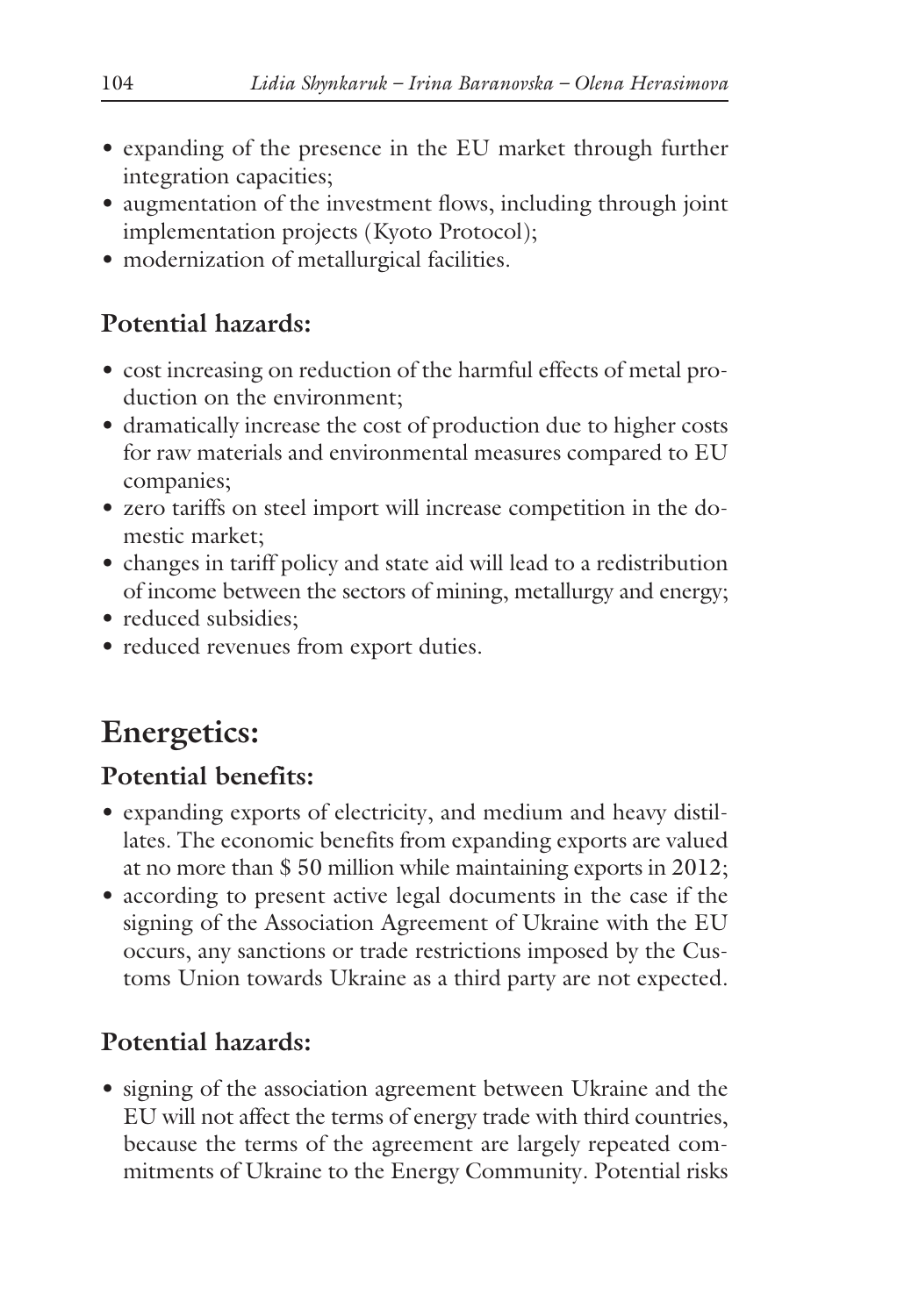- expanding of the presence in the EU market through further integration capacities;
- augmentation of the investment flows, including through joint implementation projects (Kyoto Protocol);
- modernization of metallurgical facilities.

### Potential hazards:

- cost increasing on reduction of the harmful effects of metal production on the environment;
- dramatically increase the cost of production due to higher costs for raw materials and environmental measures compared to EU companies;
- zero tariffs on steel import will increase competition in the domestic market;
- changes in tariff policy and state aid will lead to a redistribution of income between the sectors of mining, metallurgy and energy;
- reduced subsidies;
- reduced revenues from export duties.

## Energetics:

### Potential benefits:

- expanding exports of electricity, and medium and heavy distillates. The economic benefits from expanding exports are valued at no more than $ 50 million while maintaining exports in 2012;
- according to present active legal documents in the case if the signing of the Association Agreement of Ukraine with the EU occurs, any sanctions or trade restrictions imposed by the Customs Union towards Ukraine as a third party are not expected.

### Potential hazards:

- signing of the association agreement between Ukraine and the EU will not affect the terms of energy trade with third countries, because the terms of the agreement are largely repeated commitments of Ukraine to the Energy Community. Potential risks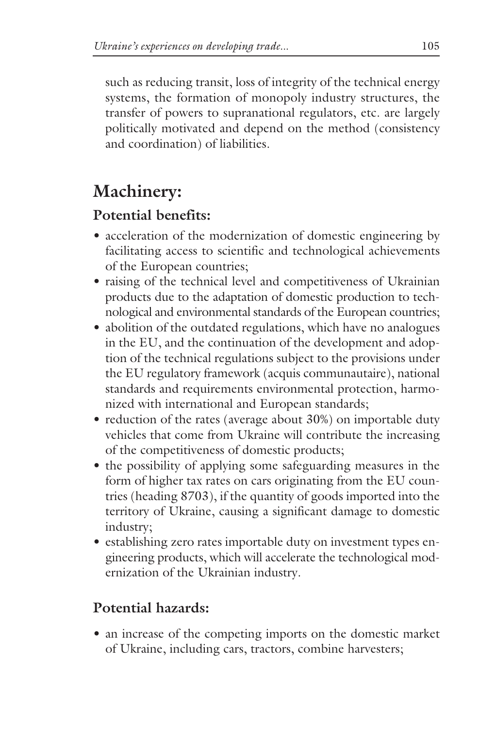such as reducing transit, loss of integrity of the technical energy systems, the formation of monopoly industry structures, the transfer of powers to supranational regulators, etc. are largely politically motivated and depend on the method (consistency and coordination) of liabilities.

## Machinery:

### Potential benefits:

- acceleration of the modernization of domestic engineering by facilitating access to scientific and technological achievements of the European countries;
- raising of the technical level and competitiveness of Ukrainian products due to the adaptation of domestic production to technological and environmental standards of the European countries;
- abolition of the outdated regulations, which have no analogues in the EU, and the continuation of the development and adoption of the technical regulations subject to the provisions under the EU regulatory framework (acquis communautaire), national standards and requirements environmental protection, harmonized with international and European standards;
- reduction of the rates (average about 30%) on importable duty vehicles that come from Ukraine will contribute the increasing of the competitiveness of domestic products;
- the possibility of applying some safeguarding measures in the form of higher tax rates on cars originating from the EU countries (heading 8703), if the quantity of goods imported into the territory of Ukraine, causing a significant damage to domestic industry;
- establishing zero rates importable duty on investment types engineering products, which will accelerate the technological modernization of the Ukrainian industry.

### Potential hazards:

- an increase of the competing imports on the domestic market of Ukraine, including cars, tractors, combine harvesters;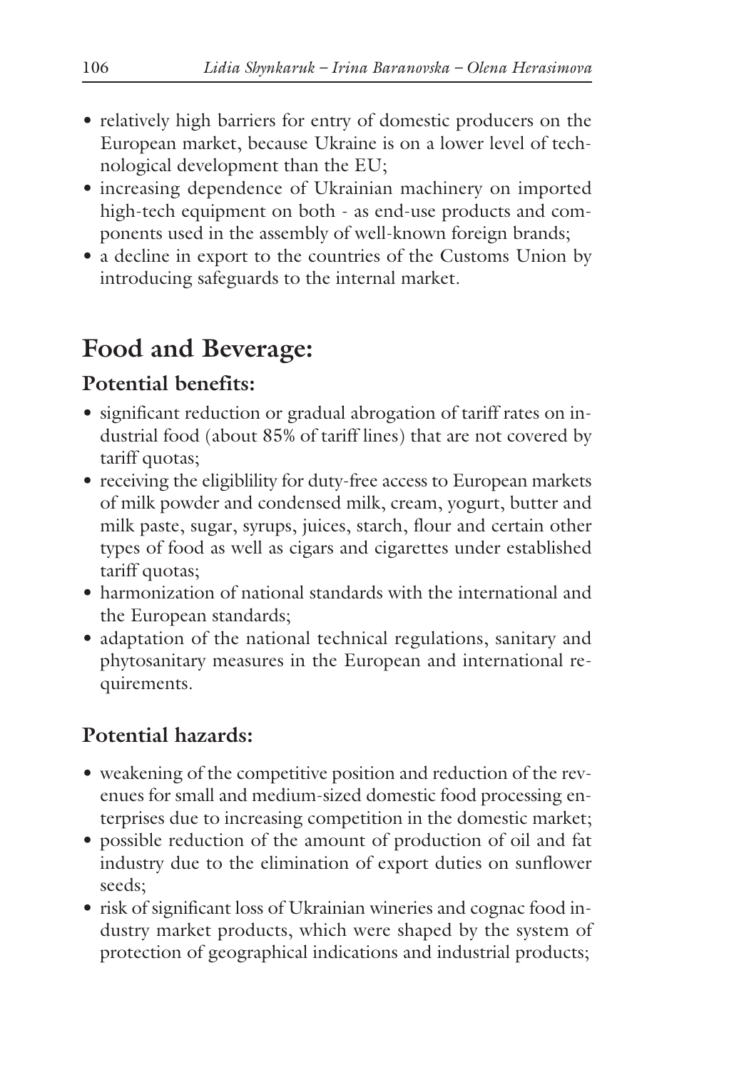- relatively high barriers for entry of domestic producers on the European market, because Ukraine is on a lower level of technological development than the EU;
- increasing dependence of Ukrainian machinery on imported high-tech equipment on both - as end-use products and components used in the assembly of well-known foreign brands;
- a decline in export to the countries of the Customs Union by introducing safeguards to the internal market.

## Food and Beverage:

### Potential benefits:

- significant reduction or gradual abrogation of tariff rates on industrial food (about 85% of tariff lines) that are not covered by tariff quotas;
- receiving the eligiblility for duty-free access to European markets of milk powder and condensed milk, cream, yogurt, butter and milk paste, sugar, syrups, juices, starch, flour and certain other types of food as well as cigars and cigarettes under established tariff quotas;
- harmonization of national standards with the international and the European standards;
- adaptation of the national technical regulations, sanitary and phytosanitary measures in the European and international requirements.

### Potential hazards:

- weakening of the competitive position and reduction of the revenues for small and medium-sized domestic food processing enterprises due to increasing competition in the domestic market;
- possible reduction of the amount of production of oil and fat industry due to the elimination of export duties on sunflower seeds;
- risk of significant loss of Ukrainian wineries and cognac food industry market products, which were shaped by the system of protection of geographical indications and industrial products;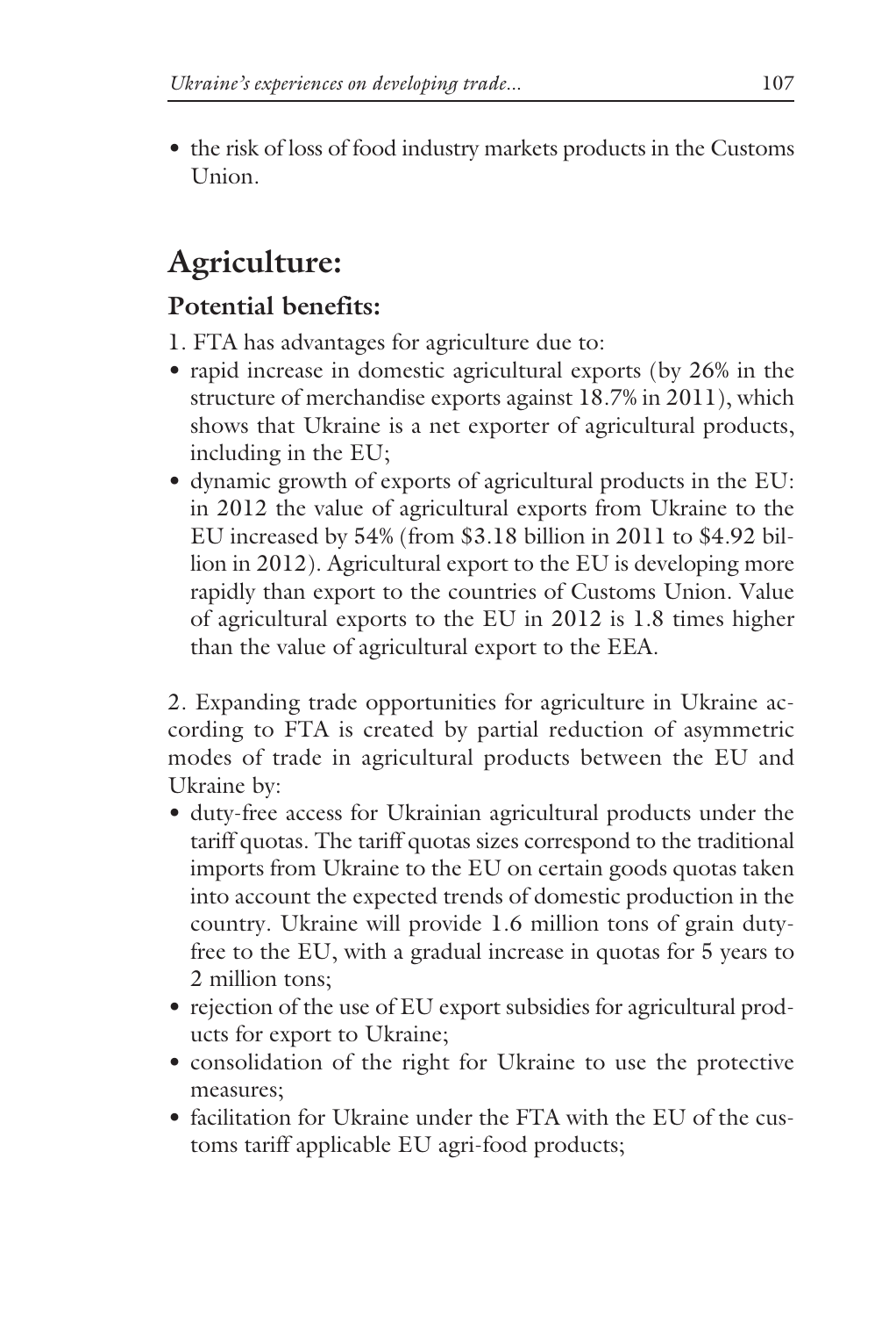- the risk of loss of food industry markets products in the Customs Union.

## Agriculture:

### Potential benefits:

1. FTA has advantages for agriculture due to:

- rapid increase in domestic agricultural exports (by 26% in the structure of merchandise exports against 18.7% in 2011), which shows that Ukraine is a net exporter of agricultural products, including in the EU;
- dynamic growth of exports of agricultural products in the EU: in 2012 the value of agricultural exports from Ukraine to the EU increased by 54% (from $3.18 billion in 2011 to $4.92 billion in 2012). Agricultural export to the EU is developing more rapidly than export to the countries of Customs Union. Value of agricultural exports to the EU in 2012 is 1.8 times higher than the value of agricultural export to the EEA.

2. Expanding trade opportunities for agriculture in Ukraine according to FTA is created by partial reduction of asymmetric modes of trade in agricultural products between the EU and Ukraine by:

- duty-free access for Ukrainian agricultural products under the tariff quotas. The tariff quotas sizes correspond to the traditional imports from Ukraine to the EU on certain goods quotas taken into account the expected trends of domestic production in the country. Ukraine will provide 1.6 million tons of grain duty-free to the EU, with a gradual increase in quotas for 5 years to 2 million tons;
- rejection of the use of EU export subsidies for agricultural products for export to Ukraine;
- consolidation of the right for Ukraine to use the protective measures;
- facilitation for Ukraine under the FTA with the EU of the customs tariff applicable EU agri-food products;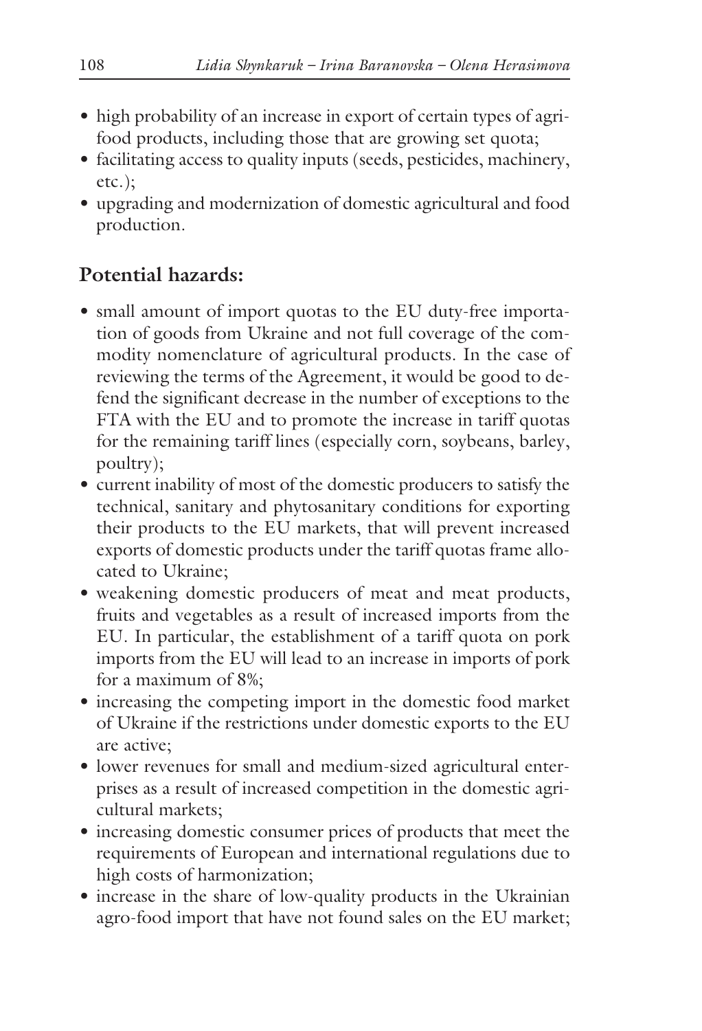- high probability of an increase in export of certain types of agri-food products, including those that are growing set quota;
- facilitating access to quality inputs (seeds, pesticides, machinery, etc.);
- upgrading and modernization of domestic agricultural and food production.

## Potential hazards:

- small amount of import quotas to the EU duty-free importation of goods from Ukraine and not full coverage of the commodity nomenclature of agricultural products. In the case of reviewing the terms of the Agreement, it would be good to defend the significant decrease in the number of exceptions to the FTA with the EU and to promote the increase in tariff quotas for the remaining tariff lines (especially corn, soybeans, barley, poultry);
- current inability of most of the domestic producers to satisfy the technical, sanitary and phytosanitary conditions for exporting their products to the EU markets, that will prevent increased exports of domestic products under the tariff quotas frame allocated to Ukraine;
- weakening domestic producers of meat and meat products, fruits and vegetables as a result of increased imports from the EU. In particular, the establishment of a tariff quota on pork imports from the EU will lead to an increase in imports of pork for a maximum of 8%;
- increasing the competing import in the domestic food market of Ukraine if the restrictions under domestic exports to the EU are active;
- lower revenues for small and medium-sized agricultural enterprises as a result of increased competition in the domestic agricultural markets;
- increasing domestic consumer prices of products that meet the requirements of European and international regulations due to high costs of harmonization;
- increase in the share of low-quality products in the Ukrainian agro-food import that have not found sales on the EU market;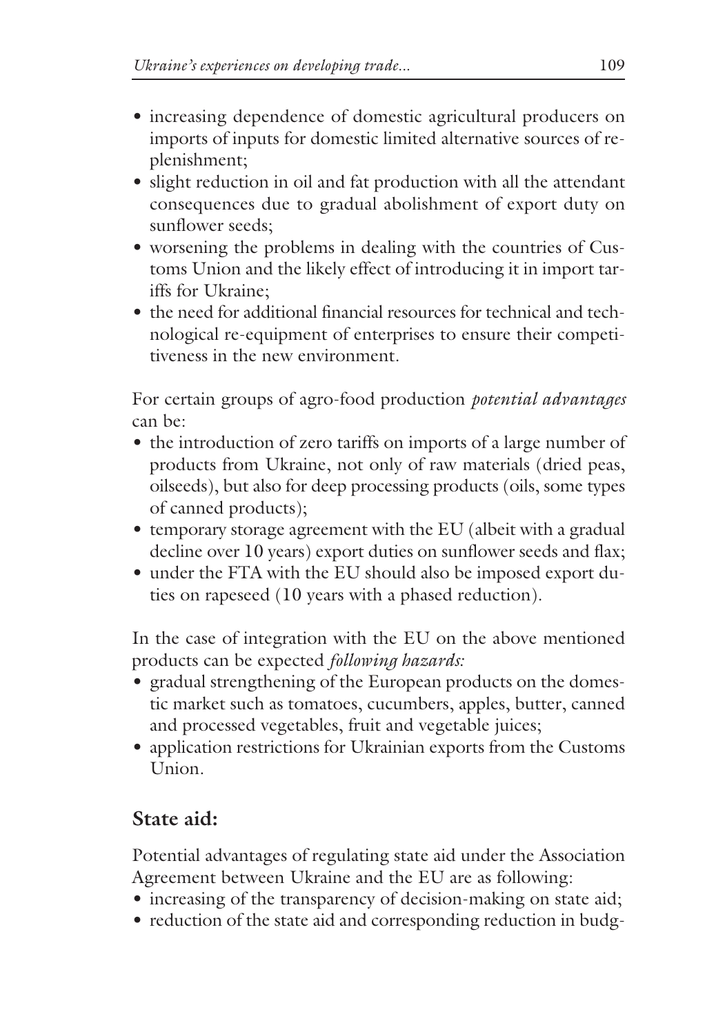- increasing dependence of domestic agricultural producers on imports of inputs for domestic limited alternative sources of replenishment;
- slight reduction in oil and fat production with all the attendant consequences due to gradual abolishment of export duty on sunflower seeds;
- worsening the problems in dealing with the countries of Customs Union and the likely effect of introducing it in import tariffs for Ukraine;
- the need for additional financial resources for technical and technological re-equipment of enterprises to ensure their competitiveness in the new environment.

For certain groups of agro-food production *potential advantages* can be:

- the introduction of zero tariffs on imports of a large number of products from Ukraine, not only of raw materials (dried peas, oilseeds), but also for deep processing products (oils, some types of canned products);
- temporary storage agreement with the EU (albeit with a gradual decline over 10 years) export duties on sunflower seeds and flax;
- under the FTA with the EU should also be imposed export duties on rapeseed (10 years with a phased reduction).

In the case of integration with the EU on the above mentioned products can be expected *following hazards:*

- gradual strengthening of the European products on the domestic market such as tomatoes, cucumbers, apples, butter, canned and processed vegetables, fruit and vegetable juices;
- application restrictions for Ukrainian exports from the Customs Union.

## State aid:

Potential advantages of regulating state aid under the Association Agreement between Ukraine and the EU are as following:

- increasing of the transparency of decision-making on state aid;
- reduction of the state aid and corresponding reduction in budg-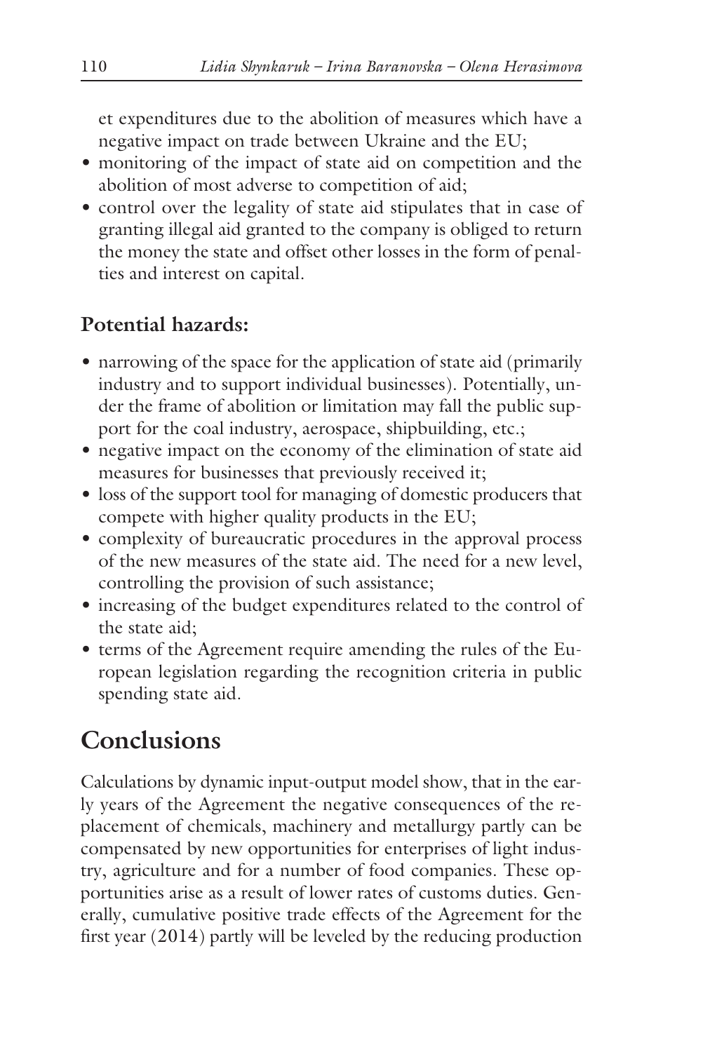et expenditures due to the abolition of measures which have a negative impact on trade between Ukraine and the EU;

- monitoring of the impact of state aid on competition and the abolition of most adverse to competition of aid;
- control over the legality of state aid stipulates that in case of granting illegal aid granted to the company is obliged to return the money the state and offset other losses in the form of penalties and interest on capital.

**Potential hazards:**

- narrowing of the space for the application of state aid (primarily industry and to support individual businesses). Potentially, under the frame of abolition or limitation may fall the public support for the coal industry, aerospace, shipbuilding, etc.;
- negative impact on the economy of the elimination of state aid measures for businesses that previously received it;
- loss of the support tool for managing of domestic producers that compete with higher quality products in the EU;
- complexity of bureaucratic procedures in the approval process of the new measures of the state aid. The need for a new level, controlling the provision of such assistance;
- increasing of the budget expenditures related to the control of the state aid;
- terms of the Agreement require amending the rules of the European legislation regarding the recognition criteria in public spending state aid.

## Conclusions

Calculations by dynamic input-output model show, that in the early years of the Agreement the negative consequences of the replacement of chemicals, machinery and metallurgy partly can be compensated by new opportunities for enterprises of light industry, agriculture and for a number of food companies. These opportunities arise as a result of lower rates of customs duties. Generally, cumulative positive trade effects of the Agreement for the first year (2014) partly will be leveled by the reducing production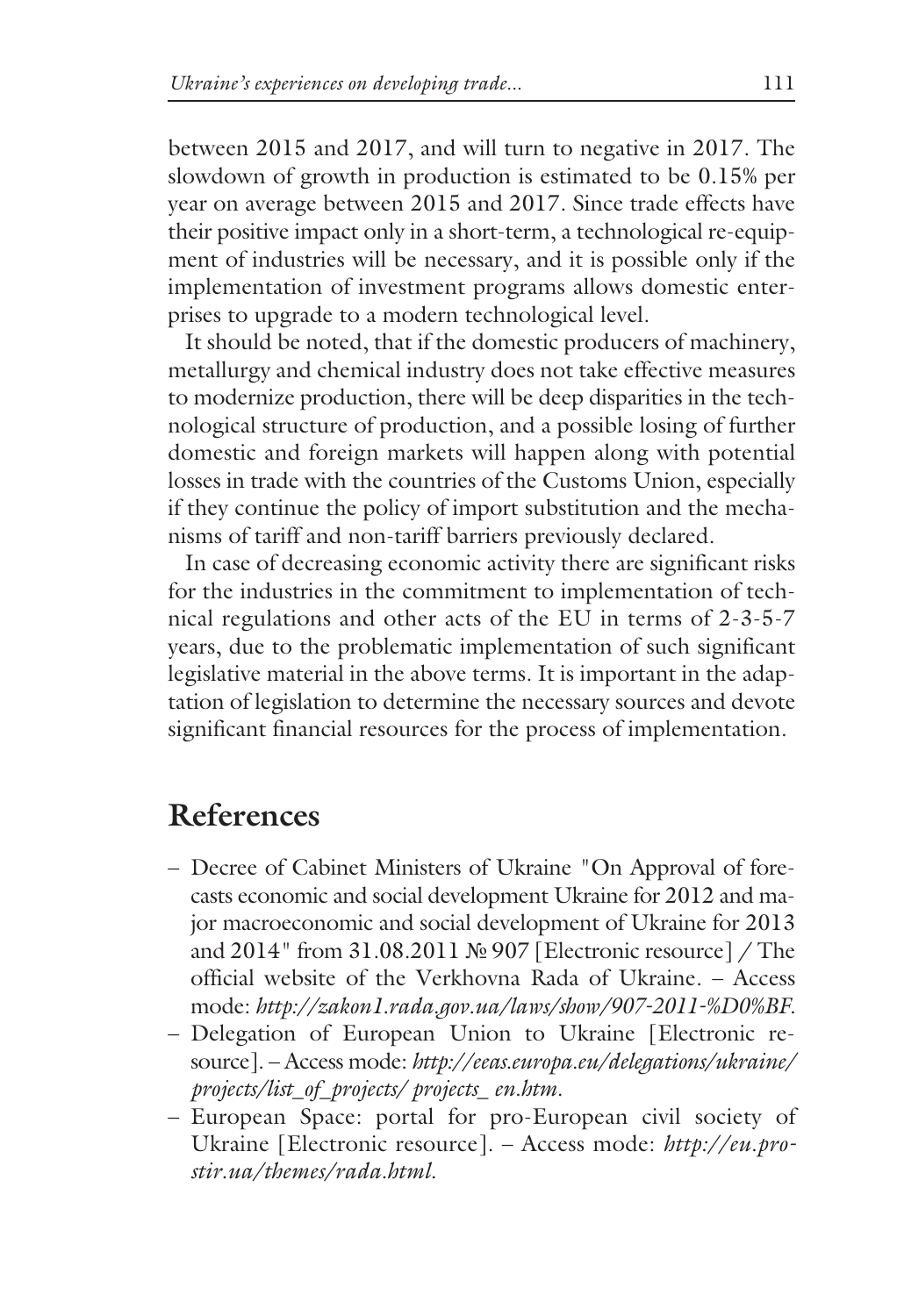between 2015 and 2017, and will turn to negative in 2017. The slowdown of growth in production is estimated to be 0.15% per year on average between 2015 and 2017. Since trade effects have their positive impact only in a short-term, a technological re-equipment of industries will be necessary, and it is possible only if the implementation of investment programs allows domestic enterprises to upgrade to a modern technological level.

It should be noted, that if the domestic producers of machinery, metallurgy and chemical industry does not take effective measures to modernize production, there will be deep disparities in the technological structure of production, and a possible losing of further domestic and foreign markets will happen along with potential losses in trade with the countries of the Customs Union, especially if they continue the policy of import substitution and the mechanisms of tariff and non-tariff barriers previously declared.

In case of decreasing economic activity there are significant risks for the industries in the commitment to implementation of technical regulations and other acts of the EU in terms of 2-3-5-7 years, due to the problematic implementation of such significant legislative material in the above terms. It is important in the adaptation of legislation to determine the necessary sources and devote significant financial resources for the process of implementation.

## References

- Decree of Cabinet Ministers of Ukraine "On Approval of forecasts economic and social development Ukraine for 2012 and major macroeconomic and social development of Ukraine for 2013 and 2014" from 31.08.2011 № 907 [Electronic resource] / The official website of the Verkhovna Rada of Ukraine. – Access mode: *http://zakon1.rada.gov.ua/laws/show/907-2011-%D0%BF*.
- Delegation of European Union to Ukraine [Electronic resource]. – Access mode: *http://eeas.europa.eu/delegations/ukraine/projects/list_of_projects/ projects_ en.htm*.
- European Space: portal for pro-European civil society of Ukraine [Electronic resource]. – Access mode: *http://eu.prostir.ua/themes/rada.html*.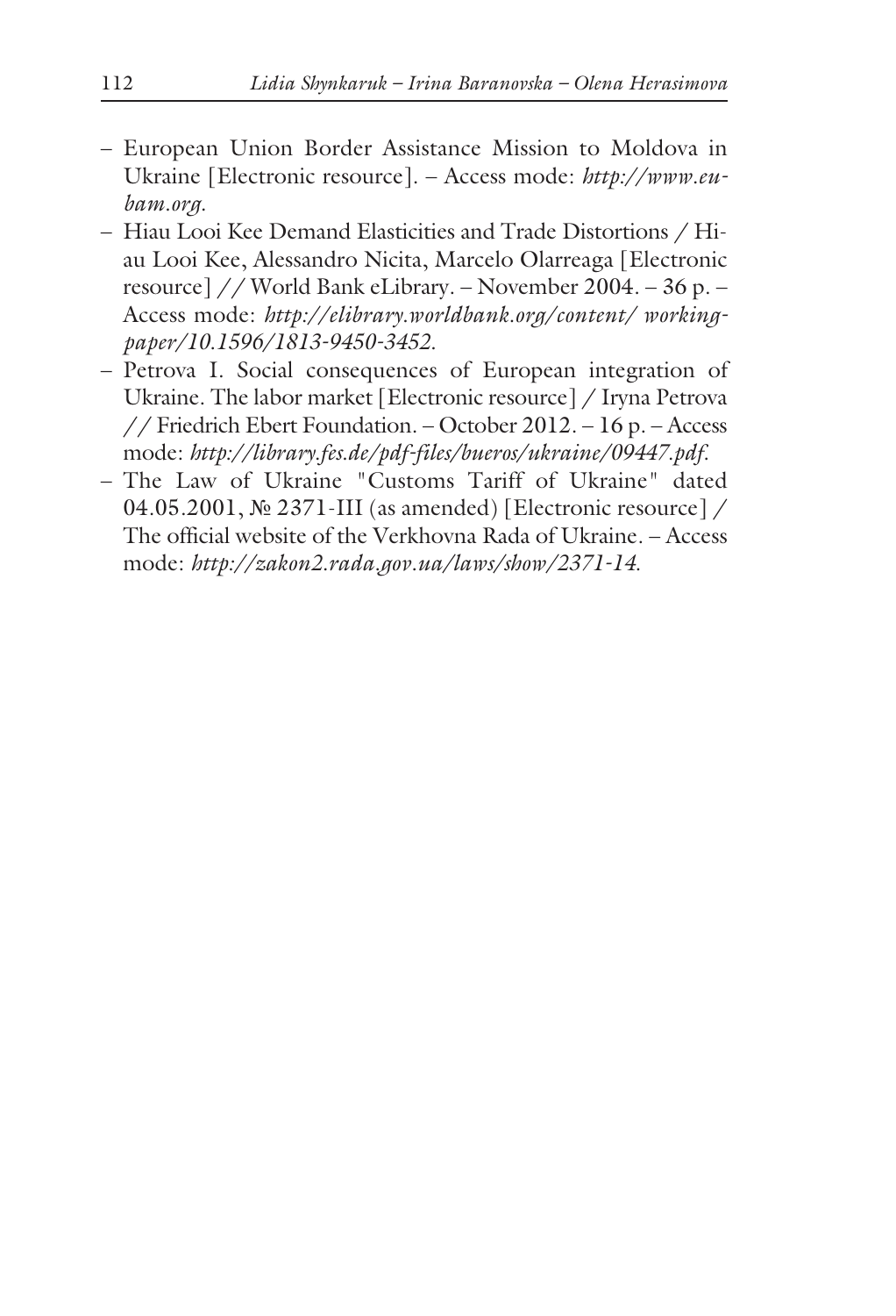- European Union Border Assistance Mission to Moldova in Ukraine [Electronic resource]. – Access mode: *http://www.eubam.org.*
- Hiau Looi Kee Demand Elasticities and Trade Distortions / Hiau Looi Kee, Alessandro Nicita, Marcelo Olarreaga [Electronic resource] // World Bank eLibrary. – November 2004. – 36 p. – Access mode: *http://elibrary.worldbank.org/content/ workingpaper/10.1596/1813-9450-3452.*
- Petrova I. Social consequences of European integration of Ukraine. The labor market [Electronic resource] / Iryna Petrova // Friedrich Ebert Foundation. – October 2012. – 16 p. – Access mode: *http://library.fes.de/pdf-files/bueros/ukraine/09447.pdf.*
- The Law of Ukraine "Customs Tariff of Ukraine" dated 04.05.2001, № 2371-III (as amended) [Electronic resource] / The official website of the Verkhovna Rada of Ukraine. – Access mode: *http://zakon2.rada.gov.ua/laws/show/2371-14.*